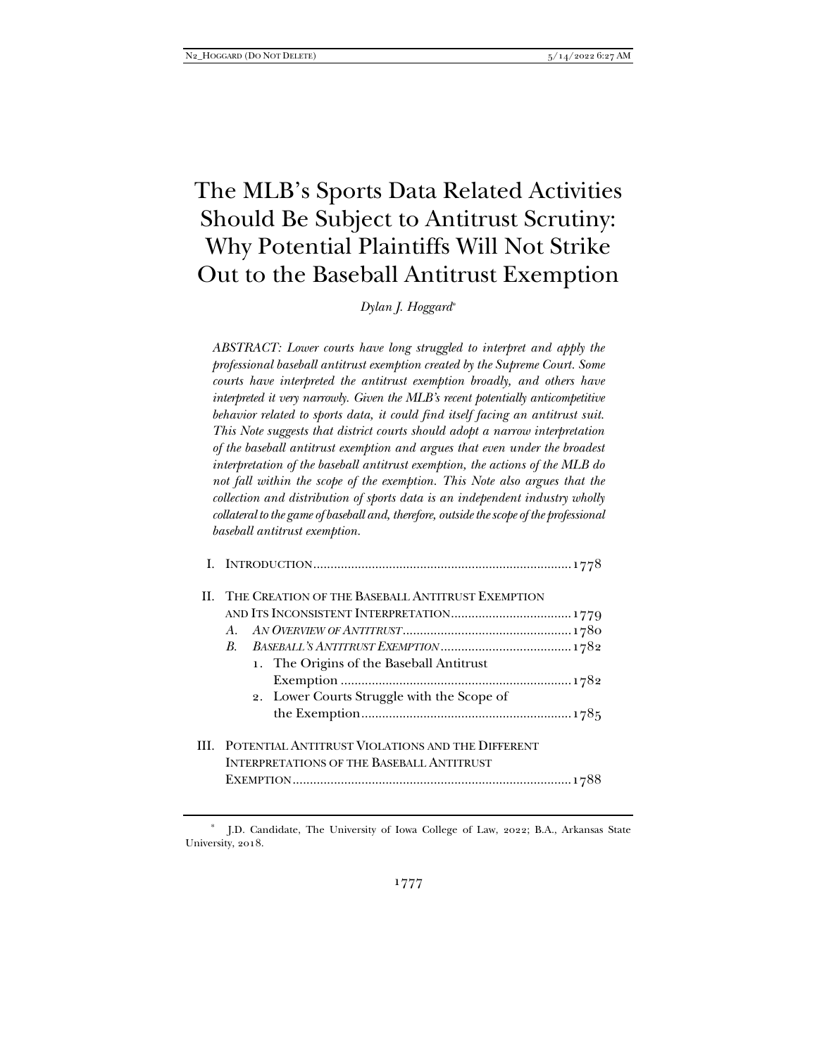# The MLB's Sports Data Related Activities Should Be Subject to Antitrust Scrutiny: Why Potential Plaintiffs Will Not Strike Out to the Baseball Antitrust Exemption

*Dylan J. Hoggard*[*]

*ABSTRACT: Lower courts have long struggled to interpret and apply the professional baseball antitrust exemption created by the Supreme Court. Some courts have interpreted the antitrust exemption broadly, and others have interpreted it very narrowly. Given the MLB's recent potentially anticompetitive behavior related to sports data, it could find itself facing an antitrust suit. This Note suggests that district courts should adopt a narrow interpretation of the baseball antitrust exemption and argues that even under the broadest interpretation of the baseball antitrust exemption, the actions of the MLB do not fall within the scope of the exemption. This Note also argues that the collection and distribution of sports data is an independent industry wholly collateral to the game of baseball and, therefore, outside the scope of the professional baseball antitrust exemption.*

- I. INTRODUCTION .......... 1778
- II. THE CREATION OF THE BASEBALL ANTITRUST EXEMPTION AND ITS INCONSISTENT INTERPRETATION .......... 1779
  - A. *AN OVERVIEW OF ANTITRUST* .......... 1780
  - B. *BASEBALL'S ANTITRUST EXEMPTION* .......... 1782
    1. The Origins of the Baseball Antitrust Exemption .......... 1782
    2. Lower Courts Struggle with the Scope of the Exemption .......... 1785
- III. POTENTIAL ANTITRUST VIOLATIONS AND THE DIFFERENT INTERPRETATIONS OF THE BASEBALL ANTITRUST EXEMPTION .......... 1788

---

[*] J.D. Candidate, The University of Iowa College of Law, 2022; B.A., Arkansas State University, 2018.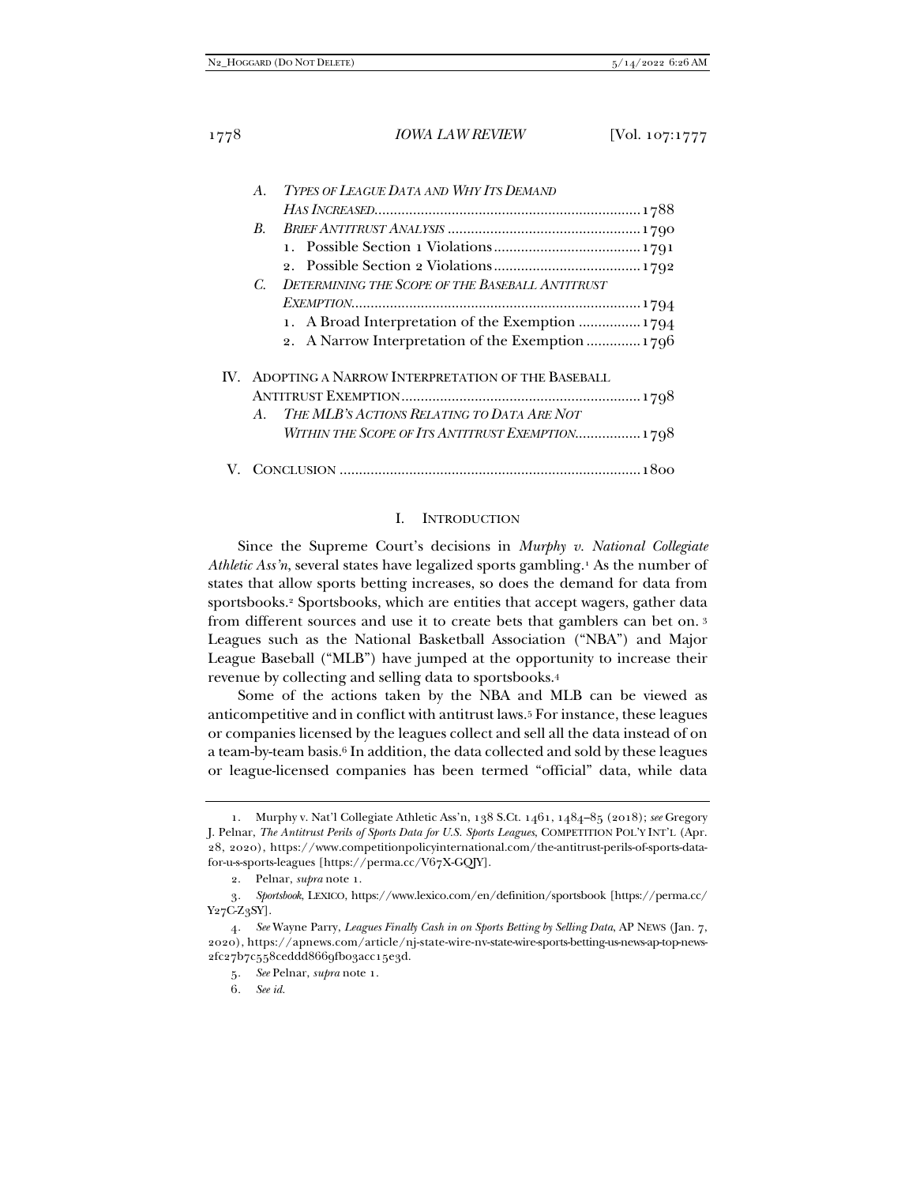A. *TYPES OF LEAGUE DATA AND WHY ITS DEMAND HAS INCREASED* ........ 1788

B. *BRIEF ANTITRUST ANALYSIS* ........ 1790

1. Possible Section 1 Violations ........ 1791
2. Possible Section 2 Violations ........ 1792

C. *DETERMINING THE SCOPE OF THE BASEBALL ANTITRUST EXEMPTION* ........ 1794

1. A Broad Interpretation of the Exemption ........ 1794
2. A Narrow Interpretation of the Exemption ........ 1796

IV. ADOPTING A NARROW INTERPRETATION OF THE BASEBALL ANTITRUST EXEMPTION ........ 1798

A. *THE MLB'S ACTIONS RELATING TO DATA ARE NOT WITHIN THE SCOPE OF ITS ANTITRUST EXEMPTION* ........ 1798

V. CONCLUSION ........ 1800

## I. INTRODUCTION

Since the Supreme Court's decisions in *Murphy v. National Collegiate Athletic Ass'n*, several states have legalized sports gambling.[1] As the number of states that allow sports betting increases, so does the demand for data from sportsbooks.[2] Sportsbooks, which are entities that accept wagers, gather data from different sources and use it to create bets that gamblers can bet on. [3] Leagues such as the National Basketball Association ("NBA") and Major League Baseball ("MLB") have jumped at the opportunity to increase their revenue by collecting and selling data to sportsbooks.[4]

Some of the actions taken by the NBA and MLB can be viewed as anticompetitive and in conflict with antitrust laws.[5] For instance, these leagues or companies licensed by the leagues collect and sell all the data instead of on a team-by-team basis.[6] In addition, the data collected and sold by these leagues or league-licensed companies has been termed "official" data, while data

---

1. Murphy v. Nat'l Collegiate Athletic Ass'n, 138 S.Ct. 1461, 1484–85 (2018); *see* Gregory J. Pelnar, *The Antitrust Perils of Sports Data for U.S. Sports Leagues*, COMPETITION POL'Y INT'L (Apr. 28, 2020), https://www.competitionpolicyinternational.com/the-antitrust-perils-of-sports-data-for-u-s-sports-leagues [https://perma.cc/V67X-GQJY].

2. Pelnar, *supra* note 1.

3. *Sportsbook*, LEXICO, https://www.lexico.com/en/definition/sportsbook [https://perma.cc/Y27C-Z3SY].

4. *See* Wayne Parry, *Leagues Finally Cash in on Sports Betting by Selling Data*, AP NEWS (Jan. 7, 2020), https://apnews.com/article/nj-state-wire-nv-state-wire-sports-betting-us-news-ap-top-news-2fc27b7c558ceddd8669fb03acc15e3d.

5. *See* Pelnar, *supra* note 1.

6. *See id.*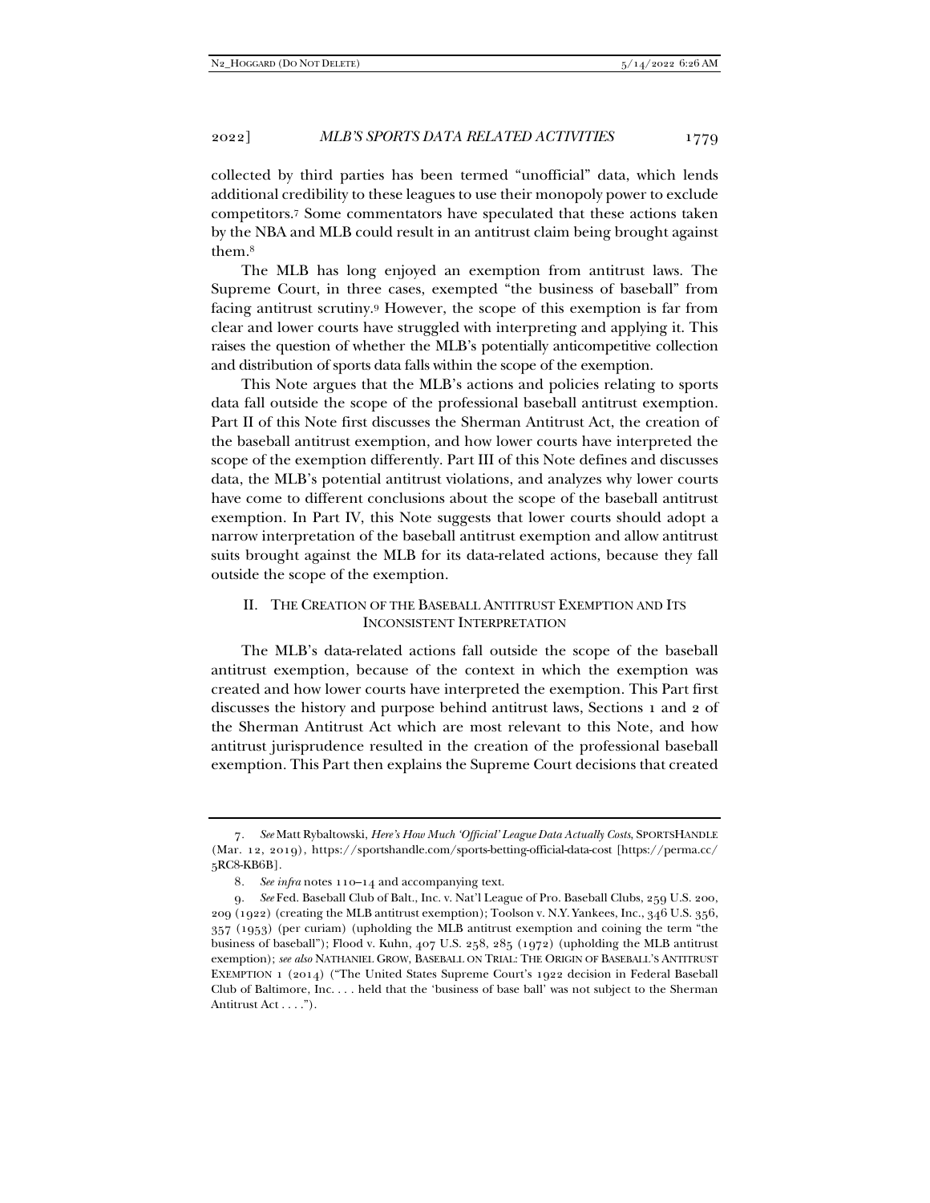collected by third parties has been termed "unofficial" data, which lends additional credibility to these leagues to use their monopoly power to exclude competitors.[7] Some commentators have speculated that these actions taken by the NBA and MLB could result in an antitrust claim being brought against them.[8]

The MLB has long enjoyed an exemption from antitrust laws. The Supreme Court, in three cases, exempted "the business of baseball" from facing antitrust scrutiny.[9] However, the scope of this exemption is far from clear and lower courts have struggled with interpreting and applying it. This raises the question of whether the MLB's potentially anticompetitive collection and distribution of sports data falls within the scope of the exemption.

This Note argues that the MLB's actions and policies relating to sports data fall outside the scope of the professional baseball antitrust exemption. Part II of this Note first discusses the Sherman Antitrust Act, the creation of the baseball antitrust exemption, and how lower courts have interpreted the scope of the exemption differently. Part III of this Note defines and discusses data, the MLB's potential antitrust violations, and analyzes why lower courts have come to different conclusions about the scope of the baseball antitrust exemption. In Part IV, this Note suggests that lower courts should adopt a narrow interpretation of the baseball antitrust exemption and allow antitrust suits brought against the MLB for its data-related actions, because they fall outside the scope of the exemption.

## II. THE CREATION OF THE BASEBALL ANTITRUST EXEMPTION AND ITS INCONSISTENT INTERPRETATION

The MLB's data-related actions fall outside the scope of the baseball antitrust exemption, because of the context in which the exemption was created and how lower courts have interpreted the exemption. This Part first discusses the history and purpose behind antitrust laws, Sections 1 and 2 of the Sherman Antitrust Act which are most relevant to this Note, and how antitrust jurisprudence resulted in the creation of the professional baseball exemption. This Part then explains the Supreme Court decisions that created

---

7. *See* Matt Rybaltowski, *Here's How Much 'Official' League Data Actually Costs*, SPORTSHANDLE (Mar. 12, 2019), https://sportshandle.com/sports-betting-official-data-cost [https://perma.cc/5RC8-KB6B].

8. *See infra* notes 110–14 and accompanying text.

9. *See* Fed. Baseball Club of Balt., Inc. v. Nat'l League of Pro. Baseball Clubs, 259 U.S. 200, 209 (1922) (creating the MLB antitrust exemption); Toolson v. N.Y. Yankees, Inc., 346 U.S. 356, 357 (1953) (per curiam) (upholding the MLB antitrust exemption and coining the term "the business of baseball"); Flood v. Kuhn, 407 U.S. 258, 285 (1972) (upholding the MLB antitrust exemption); *see also* NATHANIEL GROW, BASEBALL ON TRIAL: THE ORIGIN OF BASEBALL'S ANTITRUST EXEMPTION 1 (2014) ("The United States Supreme Court's 1922 decision in Federal Baseball Club of Baltimore, Inc. . . . held that the 'business of base ball' was not subject to the Sherman Antitrust Act . . . .").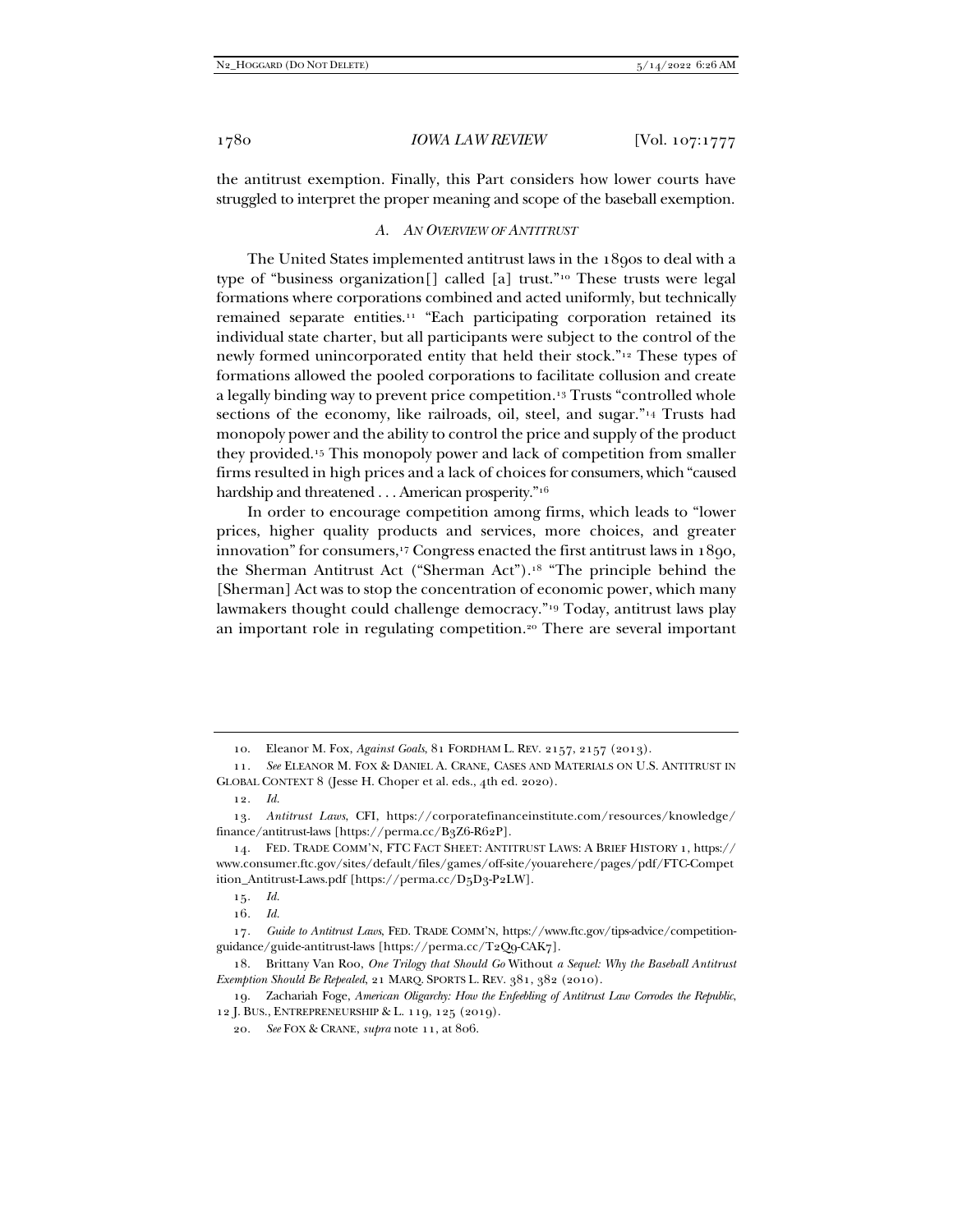the antitrust exemption. Finally, this Part considers how lower courts have struggled to interpret the proper meaning and scope of the baseball exemption.

### *A. An Overview of Antitrust*

The United States implemented antitrust laws in the 1890s to deal with a type of "business organization[] called [a] trust."[10] These trusts were legal formations where corporations combined and acted uniformly, but technically remained separate entities.[11] "Each participating corporation retained its individual state charter, but all participants were subject to the control of the newly formed unincorporated entity that held their stock."[12] These types of formations allowed the pooled corporations to facilitate collusion and create a legally binding way to prevent price competition.[13] Trusts "controlled whole sections of the economy, like railroads, oil, steel, and sugar."[14] Trusts had monopoly power and the ability to control the price and supply of the product they provided.[15] This monopoly power and lack of competition from smaller firms resulted in high prices and a lack of choices for consumers, which "caused hardship and threatened . . . American prosperity."[16]

In order to encourage competition among firms, which leads to "lower prices, higher quality products and services, more choices, and greater innovation" for consumers,[17] Congress enacted the first antitrust laws in 1890, the Sherman Antitrust Act ("Sherman Act").[18] "The principle behind the [Sherman] Act was to stop the concentration of economic power, which many lawmakers thought could challenge democracy."[19] Today, antitrust laws play an important role in regulating competition.[20] There are several important

---

10. Eleanor M. Fox, *Against Goals*, 81 FORDHAM L. REV. 2157, 2157 (2013).

11. *See* ELEANOR M. FOX & DANIEL A. CRANE, CASES AND MATERIALS ON U.S. ANTITRUST IN GLOBAL CONTEXT 8 (Jesse H. Choper et al. eds., 4th ed. 2020).

12. *Id.*

13. *Antitrust Laws*, CFI, https://corporatefinanceinstitute.com/resources/knowledge/finance/antitrust-laws [https://perma.cc/B3Z6-R62P].

14. FED. TRADE COMM'N, FTC FACT SHEET: ANTITRUST LAWS: A BRIEF HISTORY 1, https://www.consumer.ftc.gov/sites/default/files/games/off-site/youarehere/pages/pdf/FTC-Competition_Antitrust-Laws.pdf [https://perma.cc/D5D3-P2LW].

15. *Id.*

16. *Id.*

17. *Guide to Antitrust Laws*, FED. TRADE COMM'N, https://www.ftc.gov/tips-advice/competition-guidance/guide-antitrust-laws [https://perma.cc/T2Q9-CAK7].

18. Brittany Van Roo, *One Trilogy that Should Go* Without *a Sequel: Why the Baseball Antitrust Exemption Should Be Repealed*, 21 MARQ. SPORTS L. REV. 381, 382 (2010).

19. Zachariah Foge, *American Oligarchy: How the Enfeebling of Antitrust Law Corrodes the Republic*, 12 J. BUS., ENTREPRENEURSHIP & L. 119, 125 (2019).

20. *See* FOX & CRANE, *supra* note 11, at 806.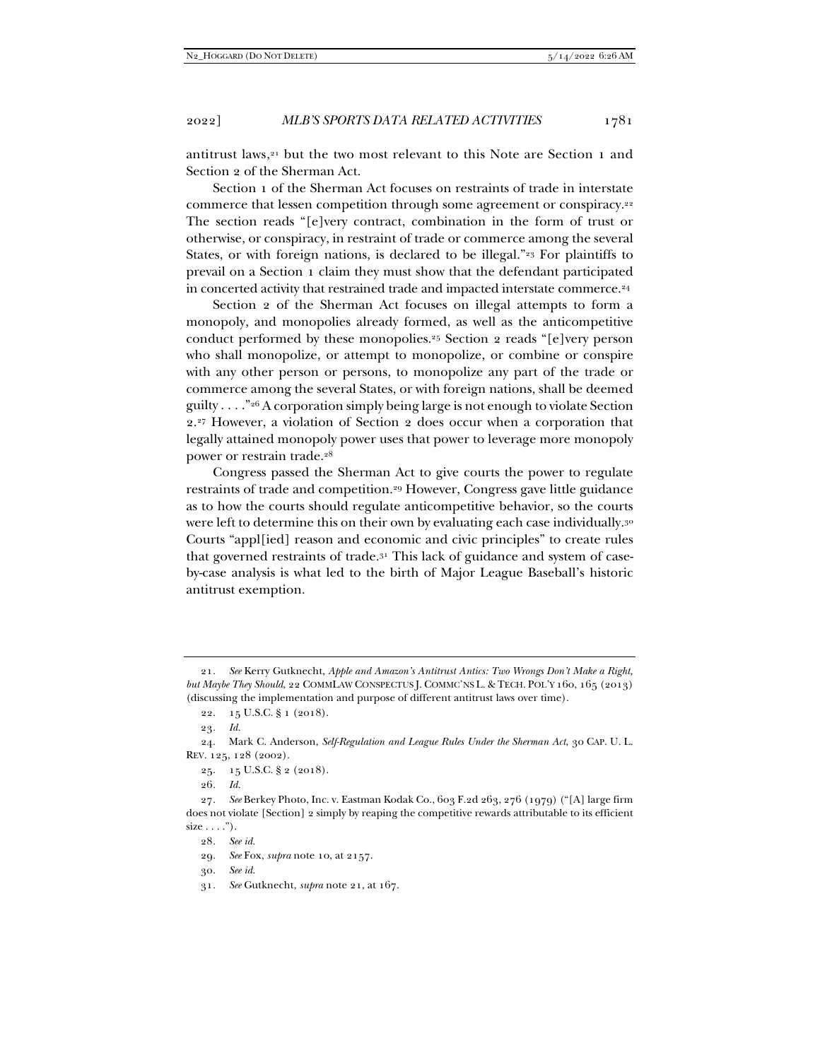antitrust laws,[21] but the two most relevant to this Note are Section 1 and Section 2 of the Sherman Act.

Section 1 of the Sherman Act focuses on restraints of trade in interstate commerce that lessen competition through some agreement or conspiracy.[22] The section reads "[e]very contract, combination in the form of trust or otherwise, or conspiracy, in restraint of trade or commerce among the several States, or with foreign nations, is declared to be illegal."[23] For plaintiffs to prevail on a Section 1 claim they must show that the defendant participated in concerted activity that restrained trade and impacted interstate commerce.[24]

Section 2 of the Sherman Act focuses on illegal attempts to form a monopoly, and monopolies already formed, as well as the anticompetitive conduct performed by these monopolies.[25] Section 2 reads "[e]very person who shall monopolize, or attempt to monopolize, or combine or conspire with any other person or persons, to monopolize any part of the trade or commerce among the several States, or with foreign nations, shall be deemed guilty . . . ."[26] A corporation simply being large is not enough to violate Section 2.[27] However, a violation of Section 2 does occur when a corporation that legally attained monopoly power uses that power to leverage more monopoly power or restrain trade.[28]

Congress passed the Sherman Act to give courts the power to regulate restraints of trade and competition.[29] However, Congress gave little guidance as to how the courts should regulate anticompetitive behavior, so the courts were left to determine this on their own by evaluating each case individually.[30] Courts "appl[ied] reason and economic and civic principles" to create rules that governed restraints of trade.[31] This lack of guidance and system of case-by-case analysis is what led to the birth of Major League Baseball's historic antitrust exemption.

---

21. *See* Kerry Gutknecht, *Apple and Amazon's Antitrust Antics: Two Wrongs Don't Make a Right, but Maybe They Should*, 22 COMMLAW CONSPECTUS J. COMMC'NS L. & TECH. POL'Y 160, 165 (2013) (discussing the implementation and purpose of different antitrust laws over time).

22. 15 U.S.C. § 1 (2018).

23. *Id.*

24. Mark C. Anderson, *Self-Regulation and League Rules Under the Sherman Act*, 30 CAP. U. L. REV. 125, 128 (2002).

25. 15 U.S.C. § 2 (2018).

26. *Id.*

27. *See* Berkey Photo, Inc. v. Eastman Kodak Co., 603 F.2d 263, 276 (1979) ("[A] large firm does not violate [Section] 2 simply by reaping the competitive rewards attributable to its efficient size . . . .").

28. *See id.*

29. *See* Fox, *supra* note 10, at 2157.

30. *See id.*

31. *See* Gutknecht, *supra* note 21, at 167.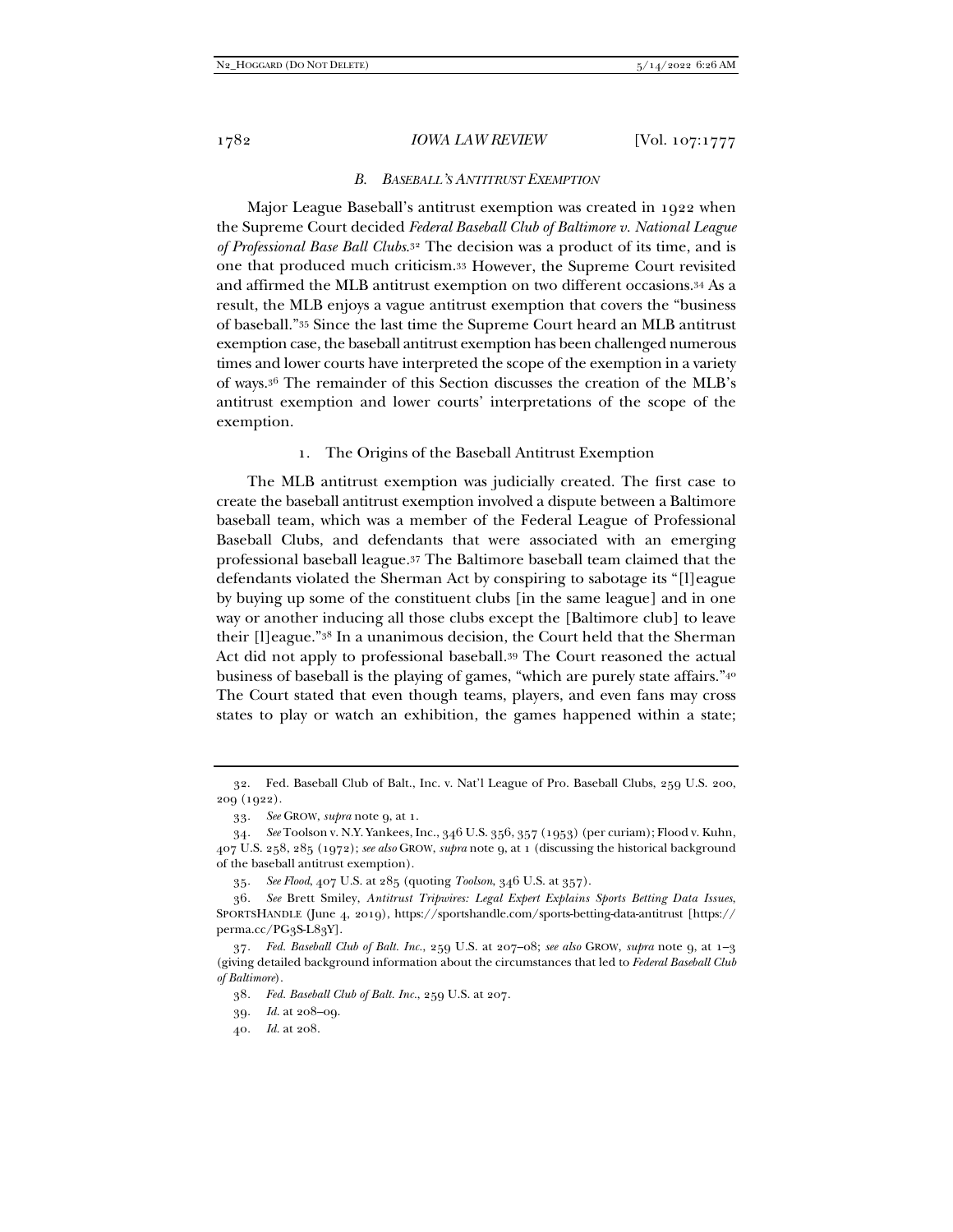### *B. BASEBALL'S ANTITRUST EXEMPTION*

Major League Baseball's antitrust exemption was created in 1922 when the Supreme Court decided *Federal Baseball Club of Baltimore v. National League of Professional Base Ball Clubs*.[32] The decision was a product of its time, and is one that produced much criticism.[33] However, the Supreme Court revisited and affirmed the MLB antitrust exemption on two different occasions.[34] As a result, the MLB enjoys a vague antitrust exemption that covers the "business of baseball."[35] Since the last time the Supreme Court heard an MLB antitrust exemption case, the baseball antitrust exemption has been challenged numerous times and lower courts have interpreted the scope of the exemption in a variety of ways.[36] The remainder of this Section discusses the creation of the MLB's antitrust exemption and lower courts' interpretations of the scope of the exemption.

#### 1. The Origins of the Baseball Antitrust Exemption

The MLB antitrust exemption was judicially created. The first case to create the baseball antitrust exemption involved a dispute between a Baltimore baseball team, which was a member of the Federal League of Professional Baseball Clubs, and defendants that were associated with an emerging professional baseball league.[37] The Baltimore baseball team claimed that the defendants violated the Sherman Act by conspiring to sabotage its "[l]eague by buying up some of the constituent clubs [in the same league] and in one way or another inducing all those clubs except the [Baltimore club] to leave their [l]eague."[38] In a unanimous decision, the Court held that the Sherman Act did not apply to professional baseball.[39] The Court reasoned the actual business of baseball is the playing of games, "which are purely state affairs."[40] The Court stated that even though teams, players, and even fans may cross states to play or watch an exhibition, the games happened within a state;

---

32. Fed. Baseball Club of Balt., Inc. v. Nat'l League of Pro. Baseball Clubs, 259 U.S. 200, 209 (1922).

33. *See* GROW, *supra* note 9, at 1.

34. *See* Toolson v. N.Y. Yankees, Inc., 346 U.S. 356, 357 (1953) (per curiam); Flood v. Kuhn, 407 U.S. 258, 285 (1972); *see also* GROW, *supra* note 9, at 1 (discussing the historical background of the baseball antitrust exemption).

35. *See Flood*, 407 U.S. at 285 (quoting *Toolson*, 346 U.S. at 357).

36. *See* Brett Smiley, *Antitrust Tripwires: Legal Expert Explains Sports Betting Data Issues*, SPORTSHANDLE (June 4, 2019), https://sportshandle.com/sports-betting-data-antitrust [https://perma.cc/PG3S-L83Y].

37. *Fed. Baseball Club of Balt. Inc.*, 259 U.S. at 207–08; *see also* GROW, *supra* note 9, at 1–3 (giving detailed background information about the circumstances that led to *Federal Baseball Club of Baltimore*).

38. *Fed. Baseball Club of Balt. Inc.*, 259 U.S. at 207.

39. *Id.* at 208–09.

40. *Id.* at 208.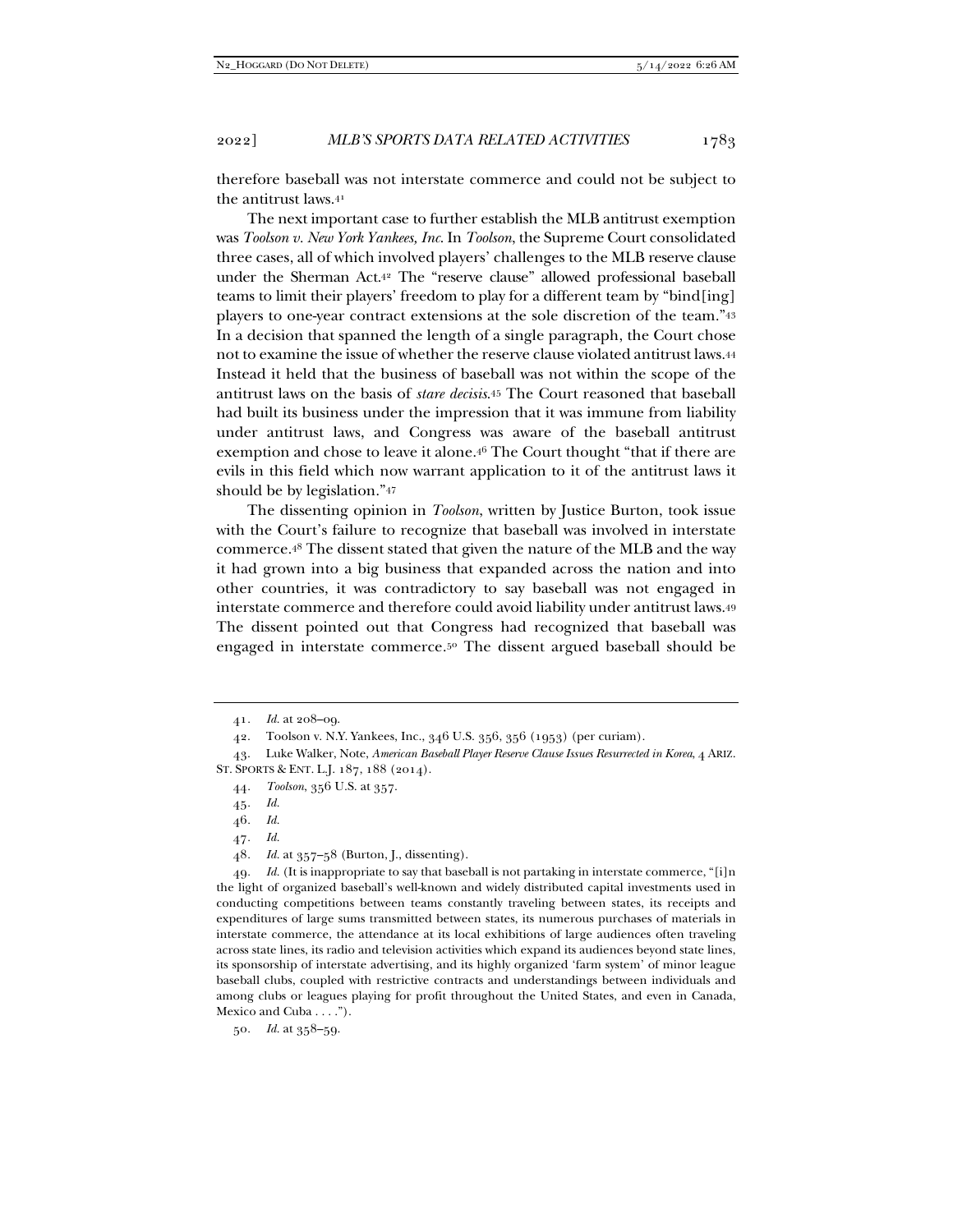therefore baseball was not interstate commerce and could not be subject to the antitrust laws.[41]

The next important case to further establish the MLB antitrust exemption was *Toolson v. New York Yankees, Inc.* In *Toolson*, the Supreme Court consolidated three cases, all of which involved players' challenges to the MLB reserve clause under the Sherman Act.[42] The "reserve clause" allowed professional baseball teams to limit their players' freedom to play for a different team by "bind[ing] players to one-year contract extensions at the sole discretion of the team."[43] In a decision that spanned the length of a single paragraph, the Court chose not to examine the issue of whether the reserve clause violated antitrust laws.[44] Instead it held that the business of baseball was not within the scope of the antitrust laws on the basis of *stare decisis*.[45] The Court reasoned that baseball had built its business under the impression that it was immune from liability under antitrust laws, and Congress was aware of the baseball antitrust exemption and chose to leave it alone.[46] The Court thought "that if there are evils in this field which now warrant application to it of the antitrust laws it should be by legislation."[47]

The dissenting opinion in *Toolson*, written by Justice Burton, took issue with the Court's failure to recognize that baseball was involved in interstate commerce.[48] The dissent stated that given the nature of the MLB and the way it had grown into a big business that expanded across the nation and into other countries, it was contradictory to say baseball was not engaged in interstate commerce and therefore could avoid liability under antitrust laws.[49] The dissent pointed out that Congress had recognized that baseball was engaged in interstate commerce.[50] The dissent argued baseball should be

---

41. *Id.* at 208–09.

42. Toolson v. N.Y. Yankees, Inc., 346 U.S. 356, 356 (1953) (per curiam).

43. Luke Walker, Note, *American Baseball Player Reserve Clause Issues Resurrected in Korea*, 4 ARIZ. ST. SPORTS & ENT. L.J. 187, 188 (2014).

44. *Toolson*, 356 U.S. at 357.

45. *Id.*

46. *Id.*

47. *Id.*

48. *Id.* at 357–58 (Burton, J., dissenting).

49. *Id.* (It is inappropriate to say that baseball is not partaking in interstate commerce, "[i]n the light of organized baseball's well-known and widely distributed capital investments used in conducting competitions between teams constantly traveling between states, its receipts and expenditures of large sums transmitted between states, its numerous purchases of materials in interstate commerce, the attendance at its local exhibitions of large audiences often traveling across state lines, its radio and television activities which expand its audiences beyond state lines, its sponsorship of interstate advertising, and its highly organized 'farm system' of minor league baseball clubs, coupled with restrictive contracts and understandings between individuals and among clubs or leagues playing for profit throughout the United States, and even in Canada, Mexico and Cuba . . . .").

50. *Id.* at 358–59.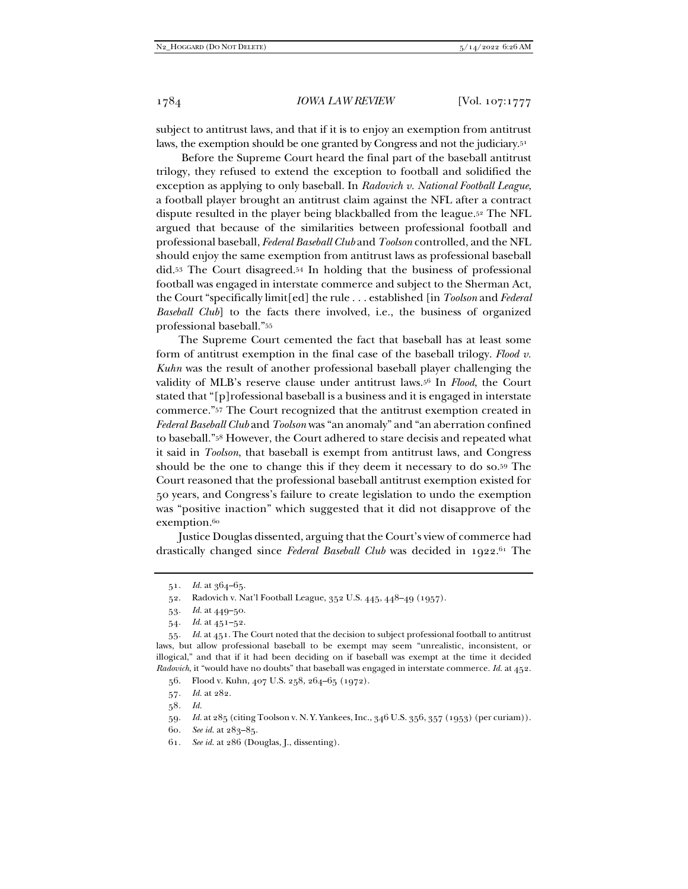subject to antitrust laws, and that if it is to enjoy an exemption from antitrust laws, the exemption should be one granted by Congress and not the judiciary.[51]

Before the Supreme Court heard the final part of the baseball antitrust trilogy, they refused to extend the exception to football and solidified the exception as applying to only baseball. In *Radovich v. National Football League*, a football player brought an antitrust claim against the NFL after a contract dispute resulted in the player being blackballed from the league.[52] The NFL argued that because of the similarities between professional football and professional baseball, *Federal Baseball Club* and *Toolson* controlled, and the NFL should enjoy the same exemption from antitrust laws as professional baseball did.[53] The Court disagreed.[54] In holding that the business of professional football was engaged in interstate commerce and subject to the Sherman Act, the Court "specifically limit[ed] the rule . . . established [in *Toolson* and *Federal Baseball Club*] to the facts there involved, i.e., the business of organized professional baseball."[55]

The Supreme Court cemented the fact that baseball has at least some form of antitrust exemption in the final case of the baseball trilogy. *Flood v. Kuhn* was the result of another professional baseball player challenging the validity of MLB's reserve clause under antitrust laws.[56] In *Flood*, the Court stated that "[p]rofessional baseball is a business and it is engaged in interstate commerce."[57] The Court recognized that the antitrust exemption created in *Federal Baseball Club* and *Toolson* was "an anomaly" and "an aberration confined to baseball."[58] However, the Court adhered to stare decisis and repeated what it said in *Toolson*, that baseball is exempt from antitrust laws, and Congress should be the one to change this if they deem it necessary to do so.[59] The Court reasoned that the professional baseball antitrust exemption existed for 50 years, and Congress's failure to create legislation to undo the exemption was "positive inaction" which suggested that it did not disapprove of the exemption.[60]

Justice Douglas dissented, arguing that the Court's view of commerce had drastically changed since *Federal Baseball Club* was decided in 1922.[61] The

---

51. *Id.* at 364–65.

52. Radovich v. Nat'l Football League, 352 U.S. 445, 448–49 (1957).

53. *Id.* at 449–50.

54. *Id.* at 451–52.

55. *Id.* at 451. The Court noted that the decision to subject professional football to antitrust laws, but allow professional baseball to be exempt may seem "unrealistic, inconsistent, or illogical," and that if it had been deciding on if baseball was exempt at the time it decided *Radovich*, it "would have no doubts" that baseball was engaged in interstate commerce. *Id.* at 452.

56. Flood v. Kuhn, 407 U.S. 258, 264–65 (1972).

57. *Id.* at 282.

58. *Id.*

59. *Id.* at 285 (citing Toolson v. N. Y. Yankees, Inc., 346 U.S. 356, 357 (1953) (per curiam)).

60. *See id.* at 283–85.

61. *See id.* at 286 (Douglas, J., dissenting).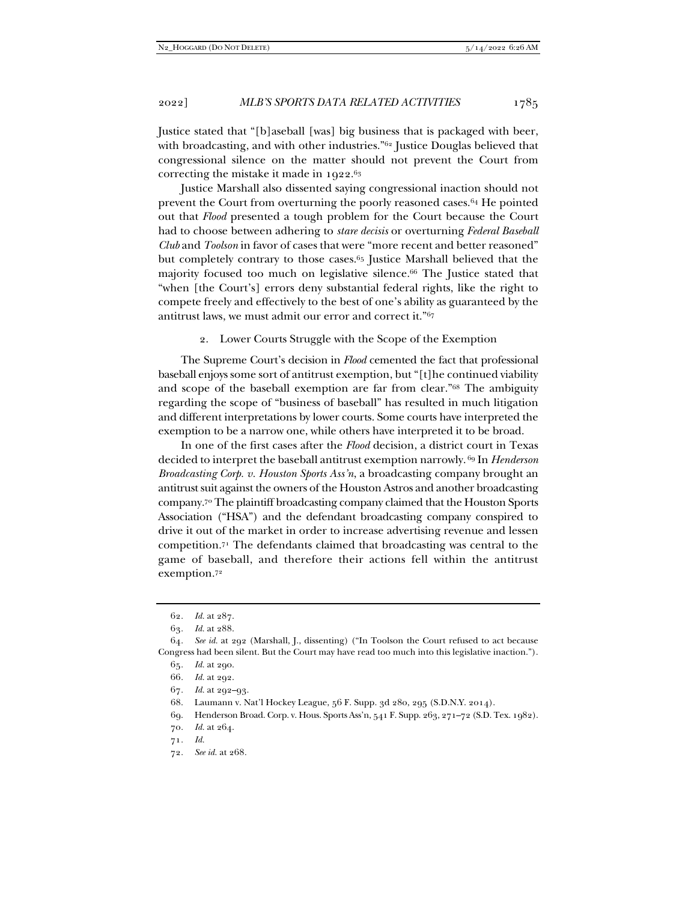Justice stated that "[b]aseball [was] big business that is packaged with beer, with broadcasting, and with other industries."[62] Justice Douglas believed that congressional silence on the matter should not prevent the Court from correcting the mistake it made in 1922.[63]

Justice Marshall also dissented saying congressional inaction should not prevent the Court from overturning the poorly reasoned cases.[64] He pointed out that *Flood* presented a tough problem for the Court because the Court had to choose between adhering to *stare decisis* or overturning *Federal Baseball Club* and *Toolson* in favor of cases that were "more recent and better reasoned" but completely contrary to those cases.[65] Justice Marshall believed that the majority focused too much on legislative silence.[66] The Justice stated that "when [the Court's] errors deny substantial federal rights, like the right to compete freely and effectively to the best of one's ability as guaranteed by the antitrust laws, we must admit our error and correct it."[67]

#### 2. Lower Courts Struggle with the Scope of the Exemption

The Supreme Court's decision in *Flood* cemented the fact that professional baseball enjoys some sort of antitrust exemption, but "[t]he continued viability and scope of the baseball exemption are far from clear."[68] The ambiguity regarding the scope of "business of baseball" has resulted in much litigation and different interpretations by lower courts. Some courts have interpreted the exemption to be a narrow one, while others have interpreted it to be broad.

In one of the first cases after the *Flood* decision, a district court in Texas decided to interpret the baseball antitrust exemption narrowly.[69] In *Henderson Broadcasting Corp. v. Houston Sports Ass'n*, a broadcasting company brought an antitrust suit against the owners of the Houston Astros and another broadcasting company.[70] The plaintiff broadcasting company claimed that the Houston Sports Association ("HSA") and the defendant broadcasting company conspired to drive it out of the market in order to increase advertising revenue and lessen competition.[71] The defendants claimed that broadcasting was central to the game of baseball, and therefore their actions fell within the antitrust exemption.[72]

---

62. *Id.* at 287.

63. *Id.* at 288.

64. *See id.* at 292 (Marshall, J., dissenting) ("In Toolson the Court refused to act because Congress had been silent. But the Court may have read too much into this legislative inaction.").

65. *Id.* at 290.

66. *Id.* at 292.

67. *Id.* at 292–93.

68. Laumann v. Nat'l Hockey League, 56 F. Supp. 3d 280, 295 (S.D.N.Y. 2014).

69. Henderson Broad. Corp. v. Hous. Sports Ass'n, 541 F. Supp. 263, 271–72 (S.D. Tex. 1982).

70. *Id.* at 264.

71. *Id.*

72. *See id.* at 268.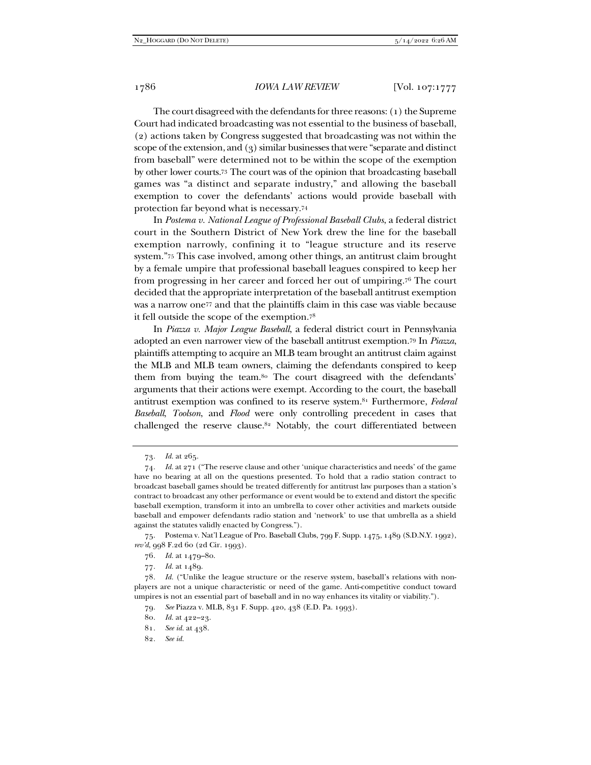The court disagreed with the defendants for three reasons: (1) the Supreme Court had indicated broadcasting was not essential to the business of baseball, (2) actions taken by Congress suggested that broadcasting was not within the scope of the extension, and (3) similar businesses that were "separate and distinct from baseball" were determined not to be within the scope of the exemption by other lower courts.[73] The court was of the opinion that broadcasting baseball games was "a distinct and separate industry," and allowing the baseball exemption to cover the defendants' actions would provide baseball with protection far beyond what is necessary.[74]

In *Postema v. National League of Professional Baseball Clubs*, a federal district court in the Southern District of New York drew the line for the baseball exemption narrowly, confining it to "league structure and its reserve system."[75] This case involved, among other things, an antitrust claim brought by a female umpire that professional baseball leagues conspired to keep her from progressing in her career and forced her out of umpiring.[76] The court decided that the appropriate interpretation of the baseball antitrust exemption was a narrow one[77] and that the plaintiffs claim in this case was viable because it fell outside the scope of the exemption.[78]

In *Piazza v. Major League Baseball*, a federal district court in Pennsylvania adopted an even narrower view of the baseball antitrust exemption.[79] In *Piazza*, plaintiffs attempting to acquire an MLB team brought an antitrust claim against the MLB and MLB team owners, claiming the defendants conspired to keep them from buying the team.[80] The court disagreed with the defendants' arguments that their actions were exempt. According to the court, the baseball antitrust exemption was confined to its reserve system.[81] Furthermore, *Federal Baseball*, *Toolson*, and *Flood* were only controlling precedent in cases that challenged the reserve clause.[82] Notably, the court differentiated between

---

73. *Id.* at 265.

74. *Id.* at 271 ("The reserve clause and other 'unique characteristics and needs' of the game have no bearing at all on the questions presented. To hold that a radio station contract to broadcast baseball games should be treated differently for antitrust law purposes than a station's contract to broadcast any other performance or event would be to extend and distort the specific baseball exemption, transform it into an umbrella to cover other activities and markets outside baseball and empower defendants radio station and 'network' to use that umbrella as a shield against the statutes validly enacted by Congress.").

75. Postema v. Nat'l League of Pro. Baseball Clubs, 799 F. Supp. 1475, 1489 (S.D.N.Y. 1992), *rev'd*, 998 F.2d 60 (2d Cir. 1993).

76. *Id.* at 1479–80.

77. *Id.* at 1489.

78. *Id.* ("Unlike the league structure or the reserve system, baseball's relations with non-players are not a unique characteristic or need of the game. Anti-competitive conduct toward umpires is not an essential part of baseball and in no way enhances its vitality or viability.").

79. *See* Piazza v. MLB, 831 F. Supp. 420, 438 (E.D. Pa. 1993).

80. *Id.* at 422–23.

81. *See id.* at 438.

82. *See id.*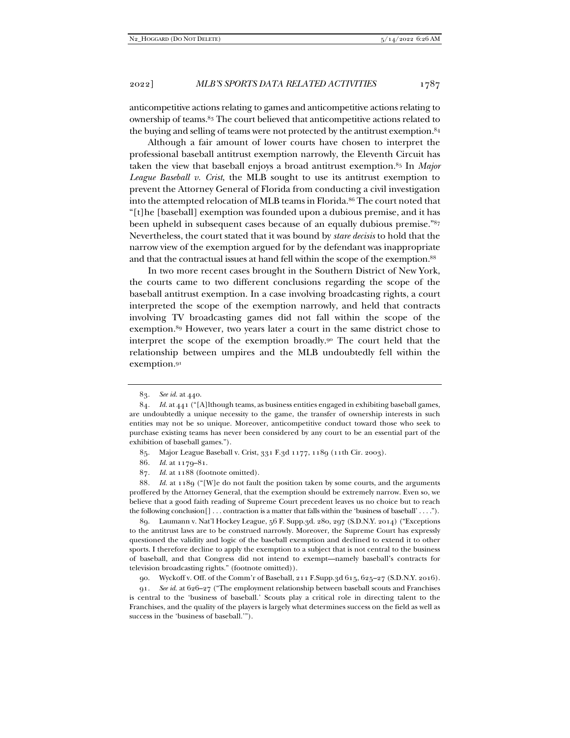anticompetitive actions relating to games and anticompetitive actions relating to ownership of teams.[83] The court believed that anticompetitive actions related to the buying and selling of teams were not protected by the antitrust exemption.[84]

Although a fair amount of lower courts have chosen to interpret the professional baseball antitrust exemption narrowly, the Eleventh Circuit has taken the view that baseball enjoys a broad antitrust exemption.[85] In *Major League Baseball v. Crist*, the MLB sought to use its antitrust exemption to prevent the Attorney General of Florida from conducting a civil investigation into the attempted relocation of MLB teams in Florida.[86] The court noted that "[t]he [baseball] exemption was founded upon a dubious premise, and it has been upheld in subsequent cases because of an equally dubious premise."[87] Nevertheless, the court stated that it was bound by *stare decisis* to hold that the narrow view of the exemption argued for by the defendant was inappropriate and that the contractual issues at hand fell within the scope of the exemption.[88]

In two more recent cases brought in the Southern District of New York, the courts came to two different conclusions regarding the scope of the baseball antitrust exemption. In a case involving broadcasting rights, a court interpreted the scope of the exemption narrowly, and held that contracts involving TV broadcasting games did not fall within the scope of the exemption.[89] However, two years later a court in the same district chose to interpret the scope of the exemption broadly.[90] The court held that the relationship between umpires and the MLB undoubtedly fell within the exemption.[91]

---

83. *See id.* at 440.

84. *Id.* at 441 ("[A]lthough teams, as business entities engaged in exhibiting baseball games, are undoubtedly a unique necessity to the game, the transfer of ownership interests in such entities may not be so unique. Moreover, anticompetitive conduct toward those who seek to purchase existing teams has never been considered by any court to be an essential part of the exhibition of baseball games.").

85. Major League Baseball v. Crist, 331 F.3d 1177, 1189 (11th Cir. 2003).

86. *Id.* at 1179–81.

87. *Id.* at 1188 (footnote omitted).

88. *Id.* at 1189 ("[W]e do not fault the position taken by some courts, and the arguments proffered by the Attorney General, that the exemption should be extremely narrow. Even so, we believe that a good faith reading of Supreme Court precedent leaves us no choice but to reach the following conclusion[] . . . contraction is a matter that falls within the 'business of baseball' . . . .").

89. Laumann v. Nat'l Hockey League, 56 F. Supp.3d. 280, 297 (S.D.N.Y. 2014) ("Exceptions to the antitrust laws are to be construed narrowly. Moreover, the Supreme Court has expressly questioned the validity and logic of the baseball exemption and declined to extend it to other sports. I therefore decline to apply the exemption to a subject that is not central to the business of baseball, and that Congress did not intend to exempt—namely baseball's contracts for television broadcasting rights." (footnote omitted)).

90. Wyckoff v. Off. of the Comm'r of Baseball, 211 F.Supp.3d 615, 625–27 (S.D.N.Y. 2016).

91. *See id.* at 626–27 ("The employment relationship between baseball scouts and Franchises is central to the 'business of baseball.' Scouts play a critical role in directing talent to the Franchises, and the quality of the players is largely what determines success on the field as well as success in the 'business of baseball.'").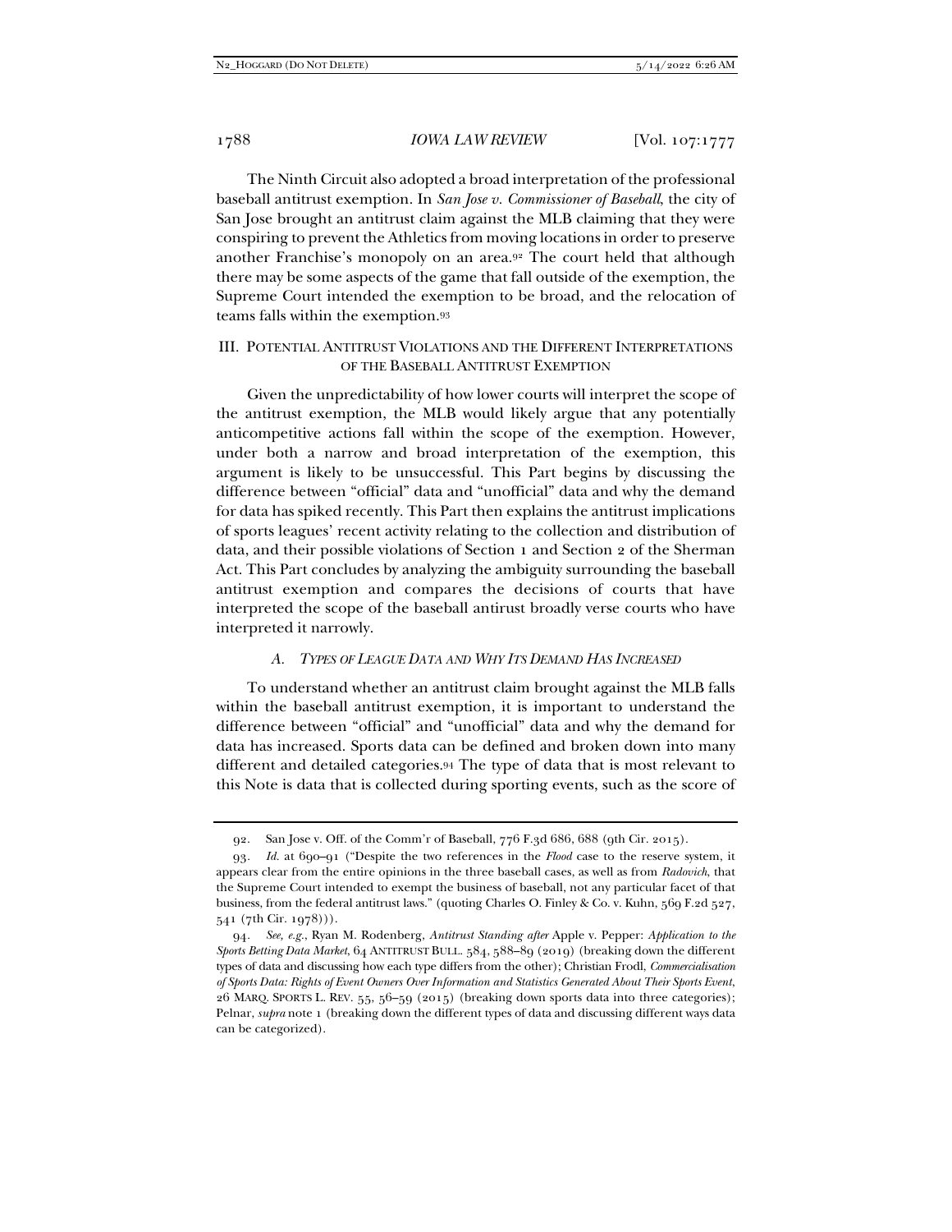The Ninth Circuit also adopted a broad interpretation of the professional baseball antitrust exemption. In *San Jose v. Commissioner of Baseball*, the city of San Jose brought an antitrust claim against the MLB claiming that they were conspiring to prevent the Athletics from moving locations in order to preserve another Franchise's monopoly on an area.[92] The court held that although there may be some aspects of the game that fall outside of the exemption, the Supreme Court intended the exemption to be broad, and the relocation of teams falls within the exemption.[93]

## III. Potential Antitrust Violations and the Different Interpretations of the Baseball Antitrust Exemption

Given the unpredictability of how lower courts will interpret the scope of the antitrust exemption, the MLB would likely argue that any potentially anticompetitive actions fall within the scope of the exemption. However, under both a narrow and broad interpretation of the exemption, this argument is likely to be unsuccessful. This Part begins by discussing the difference between "official" data and "unofficial" data and why the demand for data has spiked recently. This Part then explains the antitrust implications of sports leagues' recent activity relating to the collection and distribution of data, and their possible violations of Section 1 and Section 2 of the Sherman Act. This Part concludes by analyzing the ambiguity surrounding the baseball antitrust exemption and compares the decisions of courts that have interpreted the scope of the baseball antirust broadly verse courts who have interpreted it narrowly.

### *A. Types of League Data and Why Its Demand Has Increased*

To understand whether an antitrust claim brought against the MLB falls within the baseball antitrust exemption, it is important to understand the difference between "official" and "unofficial" data and why the demand for data has increased. Sports data can be defined and broken down into many different and detailed categories.[94] The type of data that is most relevant to this Note is data that is collected during sporting events, such as the score of

---

92. San Jose v. Off. of the Comm'r of Baseball, 776 F.3d 686, 688 (9th Cir. 2015).

93. *Id.* at 690–91 ("Despite the two references in the *Flood* case to the reserve system, it appears clear from the entire opinions in the three baseball cases, as well as from *Radovich*, that the Supreme Court intended to exempt the business of baseball, not any particular facet of that business, from the federal antitrust laws." (quoting Charles O. Finley & Co. v. Kuhn, 569 F.2d 527, 541 (7th Cir. 1978))).

94. *See, e.g.*, Ryan M. Rodenberg, *Antitrust Standing after* Apple v. Pepper*: Application to the Sports Betting Data Market*, 64 ANTITRUST BULL. 584, 588–89 (2019) (breaking down the different types of data and discussing how each type differs from the other); Christian Frodl, *Commercialisation of Sports Data: Rights of Event Owners Over Information and Statistics Generated About Their Sports Event*, 26 MARQ. SPORTS L. REV. 55, 56–59 (2015) (breaking down sports data into three categories); Pelnar, *supra* note 1 (breaking down the different types of data and discussing different ways data can be categorized).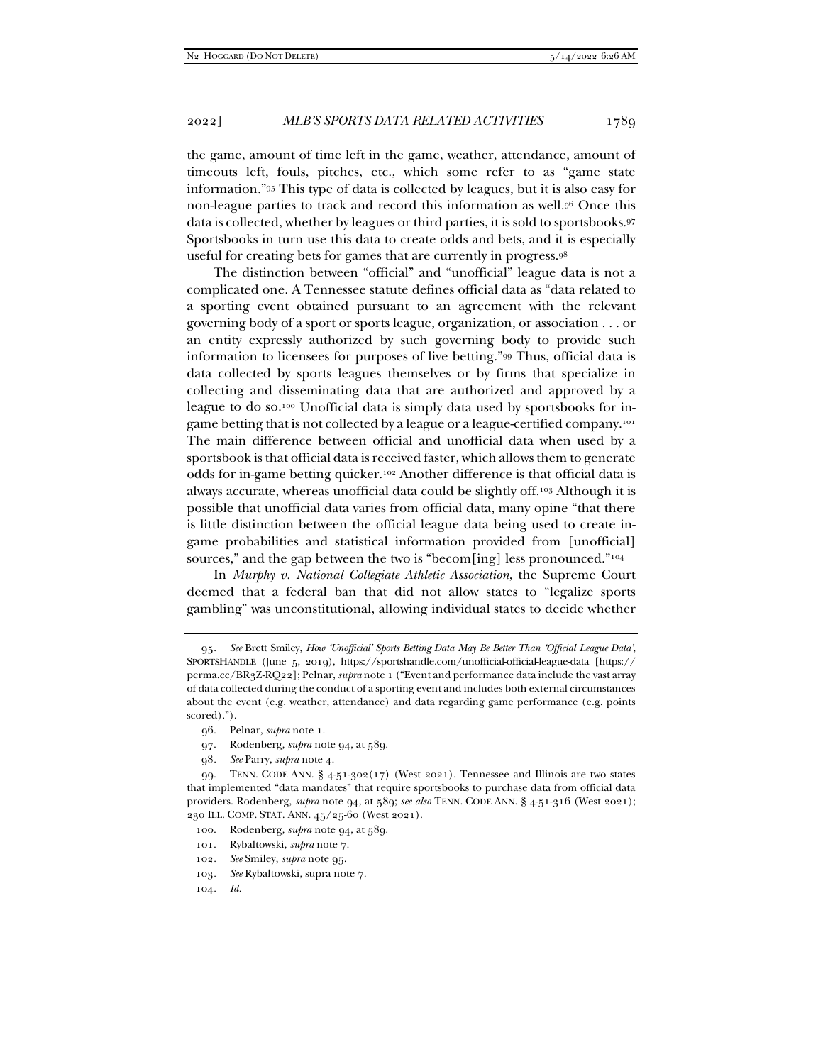the game, amount of time left in the game, weather, attendance, amount of timeouts left, fouls, pitches, etc., which some refer to as "game state information."[95] This type of data is collected by leagues, but it is also easy for non-league parties to track and record this information as well.[96] Once this data is collected, whether by leagues or third parties, it is sold to sportsbooks.[97] Sportsbooks in turn use this data to create odds and bets, and it is especially useful for creating bets for games that are currently in progress.[98]

The distinction between "official" and "unofficial" league data is not a complicated one. A Tennessee statute defines official data as "data related to a sporting event obtained pursuant to an agreement with the relevant governing body of a sport or sports league, organization, or association . . . or an entity expressly authorized by such governing body to provide such information to licensees for purposes of live betting."[99] Thus, official data is data collected by sports leagues themselves or by firms that specialize in collecting and disseminating data that are authorized and approved by a league to do so.[100] Unofficial data is simply data used by sportsbooks for in-game betting that is not collected by a league or a league-certified company.[101] The main difference between official and unofficial data when used by a sportsbook is that official data is received faster, which allows them to generate odds for in-game betting quicker.[102] Another difference is that official data is always accurate, whereas unofficial data could be slightly off.[103] Although it is possible that unofficial data varies from official data, many opine "that there is little distinction between the official league data being used to create in-game probabilities and statistical information provided from [unofficial] sources," and the gap between the two is "becom[ing] less pronounced."[104]

In *Murphy v. National Collegiate Athletic Association*, the Supreme Court deemed that a federal ban that did not allow states to "legalize sports gambling" was unconstitutional, allowing individual states to decide whether

---

95. *See* Brett Smiley, *How 'Unofficial' Sports Betting Data May Be Better Than 'Official League Data'*, SPORTSHANDLE (June 5, 2019), https://sportshandle.com/unofficial-official-league-data [https://perma.cc/BR3Z-RQ22]; Pelnar, *supra* note 1 ("Event and performance data include the vast array of data collected during the conduct of a sporting event and includes both external circumstances about the event (e.g. weather, attendance) and data regarding game performance (e.g. points scored).").

96. Pelnar, *supra* note 1.

97. Rodenberg, *supra* note 94, at 589.

98. *See* Parry, *supra* note 4.

99. TENN. CODE ANN. § 4-51-302(17) (West 2021). Tennessee and Illinois are two states that implemented "data mandates" that require sportsbooks to purchase data from official data providers. Rodenberg, *supra* note 94, at 589; *see also* TENN. CODE ANN. § 4-51-316 (West 2021); 230 ILL. COMP. STAT. ANN. 45/25-60 (West 2021).

100. Rodenberg, *supra* note 94, at 589.

101. Rybaltowski, *supra* note 7.

102. *See* Smiley, *supra* note 95.

103. *See* Rybaltowski, supra note 7.

104. *Id.*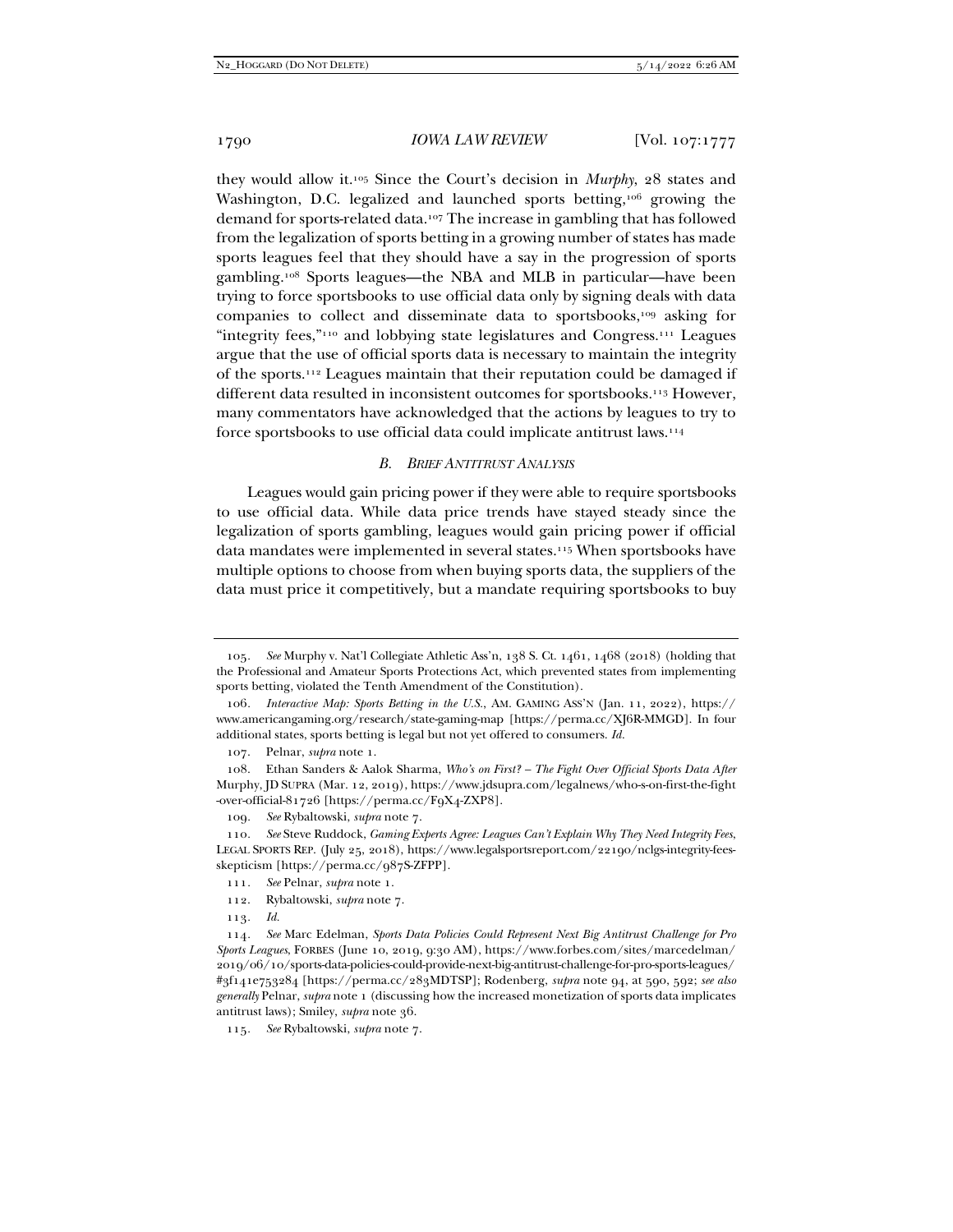they would allow it.[105] Since the Court's decision in *Murphy*, 28 states and Washington, D.C. legalized and launched sports betting,[106] growing the demand for sports-related data.[107] The increase in gambling that has followed from the legalization of sports betting in a growing number of states has made sports leagues feel that they should have a say in the progression of sports gambling.[108] Sports leagues—the NBA and MLB in particular—have been trying to force sportsbooks to use official data only by signing deals with data companies to collect and disseminate data to sportsbooks,[109] asking for "integrity fees,"[110] and lobbying state legislatures and Congress.[111] Leagues argue that the use of official sports data is necessary to maintain the integrity of the sports.[112] Leagues maintain that their reputation could be damaged if different data resulted in inconsistent outcomes for sportsbooks.[113] However, many commentators have acknowledged that the actions by leagues to try to force sportsbooks to use official data could implicate antitrust laws.[114]

### *B. Brief Antitrust Analysis*

Leagues would gain pricing power if they were able to require sportsbooks to use official data. While data price trends have stayed steady since the legalization of sports gambling, leagues would gain pricing power if official data mandates were implemented in several states.[115] When sportsbooks have multiple options to choose from when buying sports data, the suppliers of the data must price it competitively, but a mandate requiring sportsbooks to buy

---

105. *See* Murphy v. Nat'l Collegiate Athletic Ass'n, 138 S. Ct. 1461, 1468 (2018) (holding that the Professional and Amateur Sports Protections Act, which prevented states from implementing sports betting, violated the Tenth Amendment of the Constitution).

106. *Interactive Map: Sports Betting in the U.S.*, AM. GAMING ASS'N (Jan. 11, 2022), https://www.americangaming.org/research/state-gaming-map [https://perma.cc/XJ6R-MMGD]. In four additional states, sports betting is legal but not yet offered to consumers. *Id.*

107. Pelnar, *supra* note 1.

108. Ethan Sanders & Aalok Sharma, *Who's on First? – The Fight Over Official Sports Data After* Murphy, JD SUPRA (Mar. 12, 2019), https://www.jdsupra.com/legalnews/who-s-on-first-the-fight-over-official-81726 [https://perma.cc/F9X4-ZXP8].

109. *See* Rybaltowski, *supra* note 7.

110. *See* Steve Ruddock, *Gaming Experts Agree: Leagues Can't Explain Why They Need Integrity Fees*, LEGAL SPORTS REP. (July 25, 2018), https://www.legalsportsreport.com/22190/nclgs-integrity-fees-skepticism [https://perma.cc/987S-ZFPP].

111. *See* Pelnar, *supra* note 1.

112. Rybaltowski, *supra* note 7.

113. *Id.*

114. *See* Marc Edelman, *Sports Data Policies Could Represent Next Big Antitrust Challenge for Pro Sports Leagues*, FORBES (June 10, 2019, 9:30 AM), https://www.forbes.com/sites/marcedelman/2019/06/10/sports-data-policies-could-provide-next-big-antitrust-challenge-for-pro-sports-leagues/#3f141e753284 [https://perma.cc/283MDTSP]; Rodenberg, *supra* note 94, at 590, 592; *see also generally* Pelnar, *supra* note 1 (discussing how the increased monetization of sports data implicates antitrust laws); Smiley, *supra* note 36.

115. *See* Rybaltowski, *supra* note 7.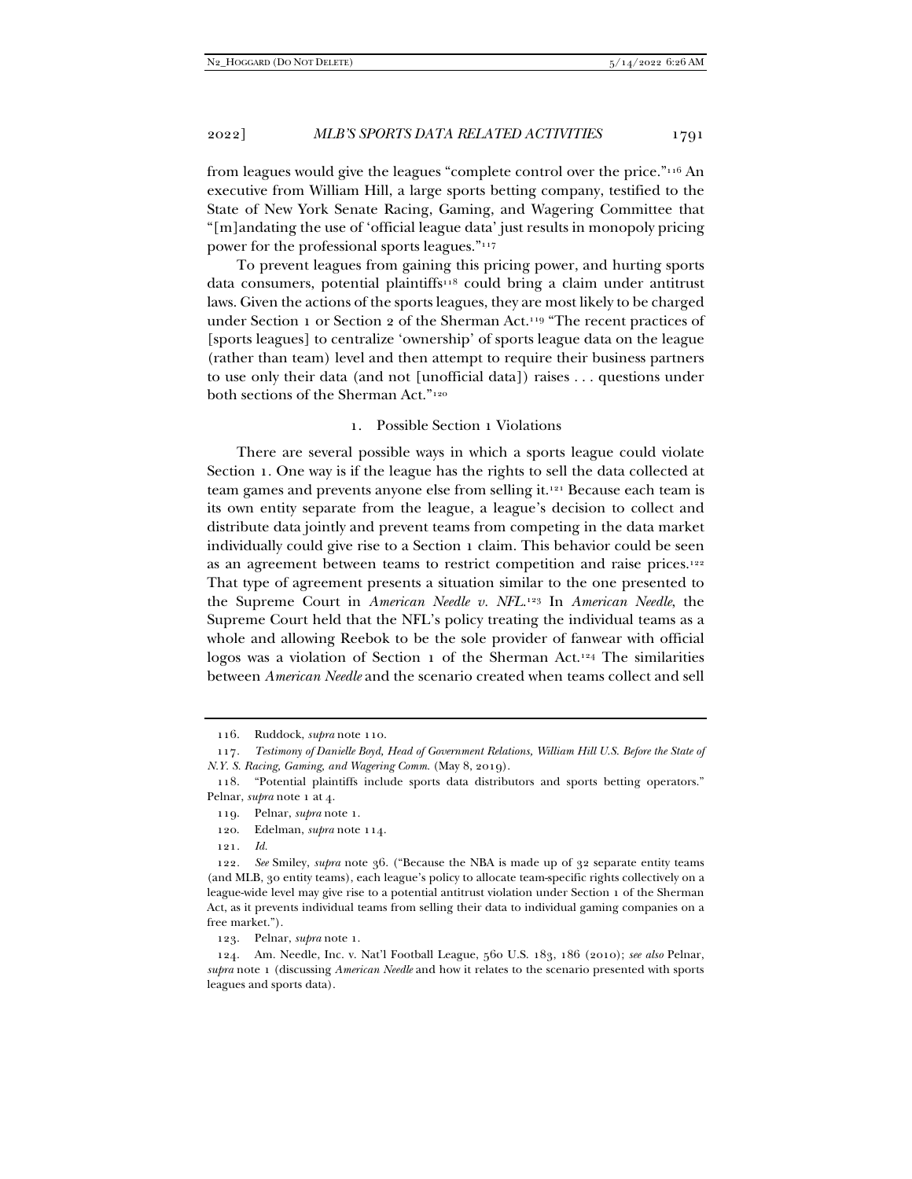from leagues would give the leagues "complete control over the price."[116] An executive from William Hill, a large sports betting company, testified to the State of New York Senate Racing, Gaming, and Wagering Committee that "[m]andating the use of 'official league data' just results in monopoly pricing power for the professional sports leagues."[117]

To prevent leagues from gaining this pricing power, and hurting sports data consumers, potential plaintiffs[118] could bring a claim under antitrust laws. Given the actions of the sports leagues, they are most likely to be charged under Section 1 or Section 2 of the Sherman Act.[119] "The recent practices of [sports leagues] to centralize 'ownership' of sports league data on the league (rather than team) level and then attempt to require their business partners to use only their data (and not [unofficial data]) raises . . . questions under both sections of the Sherman Act."[120]

### 1. Possible Section 1 Violations

There are several possible ways in which a sports league could violate Section 1. One way is if the league has the rights to sell the data collected at team games and prevents anyone else from selling it.[121] Because each team is its own entity separate from the league, a league's decision to collect and distribute data jointly and prevent teams from competing in the data market individually could give rise to a Section 1 claim. This behavior could be seen as an agreement between teams to restrict competition and raise prices.[122] That type of agreement presents a situation similar to the one presented to the Supreme Court in *American Needle v. NFL*.[123] In *American Needle*, the Supreme Court held that the NFL's policy treating the individual teams as a whole and allowing Reebok to be the sole provider of fanwear with official logos was a violation of Section 1 of the Sherman Act.[124] The similarities between *American Needle* and the scenario created when teams collect and sell

---

116. Ruddock, *supra* note 110.

117. *Testimony of Danielle Boyd, Head of Government Relations, William Hill U.S. Before the State of N.Y. S. Racing, Gaming, and Wagering Comm.* (May 8, 2019).

118. "Potential plaintiffs include sports data distributors and sports betting operators." Pelnar, *supra* note 1 at 4.

119. Pelnar, *supra* note 1.

120. Edelman, *supra* note 114.

121. *Id.*

122. *See* Smiley, *supra* note 36. ("Because the NBA is made up of 32 separate entity teams (and MLB, 30 entity teams), each league's policy to allocate team-specific rights collectively on a league-wide level may give rise to a potential antitrust violation under Section 1 of the Sherman Act, as it prevents individual teams from selling their data to individual gaming companies on a free market.").

123. Pelnar, *supra* note 1.

124. Am. Needle, Inc. v. Nat'l Football League, 560 U.S. 183, 186 (2010); *see also* Pelnar, *supra* note 1 (discussing *American Needle* and how it relates to the scenario presented with sports leagues and sports data).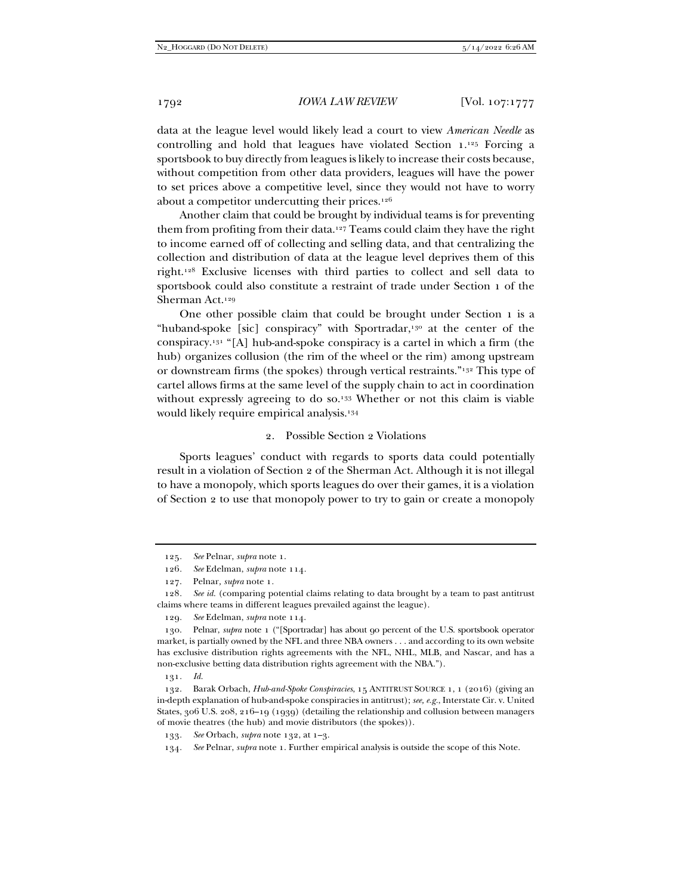data at the league level would likely lead a court to view *American Needle* as controlling and hold that leagues have violated Section 1.[125] Forcing a sportsbook to buy directly from leagues is likely to increase their costs because, without competition from other data providers, leagues will have the power to set prices above a competitive level, since they would not have to worry about a competitor undercutting their prices.[126]

Another claim that could be brought by individual teams is for preventing them from profiting from their data.[127] Teams could claim they have the right to income earned off of collecting and selling data, and that centralizing the collection and distribution of data at the league level deprives them of this right.[128] Exclusive licenses with third parties to collect and sell data to sportsbook could also constitute a restraint of trade under Section 1 of the Sherman Act.[129]

One other possible claim that could be brought under Section 1 is a "huband-spoke [sic] conspiracy" with Sportradar,[130] at the center of the conspiracy.[131] "[A] hub-and-spoke conspiracy is a cartel in which a firm (the hub) organizes collusion (the rim of the wheel or the rim) among upstream or downstream firms (the spokes) through vertical restraints."[132] This type of cartel allows firms at the same level of the supply chain to act in coordination without expressly agreeing to do so.[133] Whether or not this claim is viable would likely require empirical analysis.[134]

### 2. Possible Section 2 Violations

Sports leagues' conduct with regards to sports data could potentially result in a violation of Section 2 of the Sherman Act. Although it is not illegal to have a monopoly, which sports leagues do over their games, it is a violation of Section 2 to use that monopoly power to try to gain or create a monopoly

---

125. *See* Pelnar, *supra* note 1.

126. *See* Edelman, *supra* note 114.

127. Pelnar, *supra* note 1.

128. *See id.* (comparing potential claims relating to data brought by a team to past antitrust claims where teams in different leagues prevailed against the league).

129. *See* Edelman, *supra* note 114.

130. Pelnar, *supra* note 1 ("[Sportradar] has about 90 percent of the U.S. sportsbook operator market, is partially owned by the NFL and three NBA owners . . . and according to its own website has exclusive distribution rights agreements with the NFL, NHL, MLB, and Nascar, and has a non-exclusive betting data distribution rights agreement with the NBA.").

131. *Id.*

132. Barak Orbach, *Hub-and-Spoke Conspiracies*, 15 ANTITRUST SOURCE 1, 1 (2016) (giving an in-depth explanation of hub-and-spoke conspiracies in antitrust); *see, e.g.*, Interstate Cir. v. United States, 306 U.S. 208, 216–19 (1939) (detailing the relationship and collusion between managers of movie theatres (the hub) and movie distributors (the spokes)).

133. *See* Orbach, *supra* note 132, at 1–3.

134. *See* Pelnar, *supra* note 1. Further empirical analysis is outside the scope of this Note.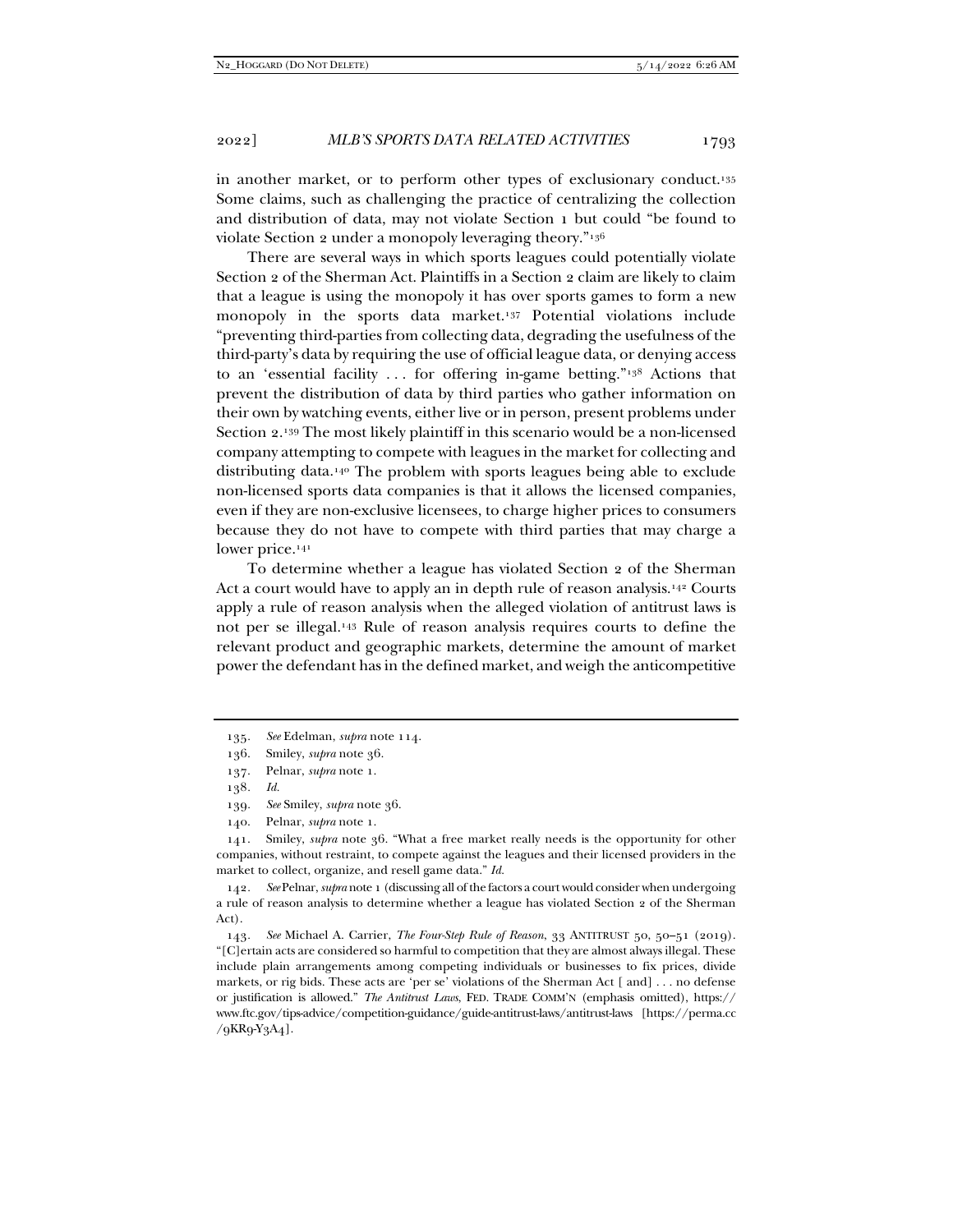in another market, or to perform other types of exclusionary conduct.[135] Some claims, such as challenging the practice of centralizing the collection and distribution of data, may not violate Section 1 but could "be found to violate Section 2 under a monopoly leveraging theory."[136]

There are several ways in which sports leagues could potentially violate Section 2 of the Sherman Act. Plaintiffs in a Section 2 claim are likely to claim that a league is using the monopoly it has over sports games to form a new monopoly in the sports data market.[137] Potential violations include "preventing third-parties from collecting data, degrading the usefulness of the third-party's data by requiring the use of official league data, or denying access to an 'essential facility . . . for offering in-game betting."[138] Actions that prevent the distribution of data by third parties who gather information on their own by watching events, either live or in person, present problems under Section 2.[139] The most likely plaintiff in this scenario would be a non-licensed company attempting to compete with leagues in the market for collecting and distributing data.[140] The problem with sports leagues being able to exclude non-licensed sports data companies is that it allows the licensed companies, even if they are non-exclusive licensees, to charge higher prices to consumers because they do not have to compete with third parties that may charge a lower price.[141]

To determine whether a league has violated Section 2 of the Sherman Act a court would have to apply an in depth rule of reason analysis.[142] Courts apply a rule of reason analysis when the alleged violation of antitrust laws is not per se illegal.[143] Rule of reason analysis requires courts to define the relevant product and geographic markets, determine the amount of market power the defendant has in the defined market, and weigh the anticompetitive

---

135. *See* Edelman, *supra* note 114.

136. Smiley, *supra* note 36.

137. Pelnar, *supra* note 1.

138. *Id.*

139. *See* Smiley, *supra* note 36.

140. Pelnar, *supra* note 1.

141. Smiley, *supra* note 36. "What a free market really needs is the opportunity for other companies, without restraint, to compete against the leagues and their licensed providers in the market to collect, organize, and resell game data." *Id.*

142. *See* Pelnar, *supra* note 1 (discussing all of the factors a court would consider when undergoing a rule of reason analysis to determine whether a league has violated Section 2 of the Sherman Act).

143. *See* Michael A. Carrier, *The Four-Step Rule of Reason*, 33 ANTITRUST 50, 50–51 (2019). "[C]ertain acts are considered so harmful to competition that they are almost always illegal. These include plain arrangements among competing individuals or businesses to fix prices, divide markets, or rig bids. These acts are 'per se' violations of the Sherman Act [ and] . . . no defense or justification is allowed." *The Antitrust Laws*, FED. TRADE COMM'N (emphasis omitted), https://www.ftc.gov/tips-advice/competition-guidance/guide-antitrust-laws/antitrust-laws [https://perma.cc/9KR9-Y3A4].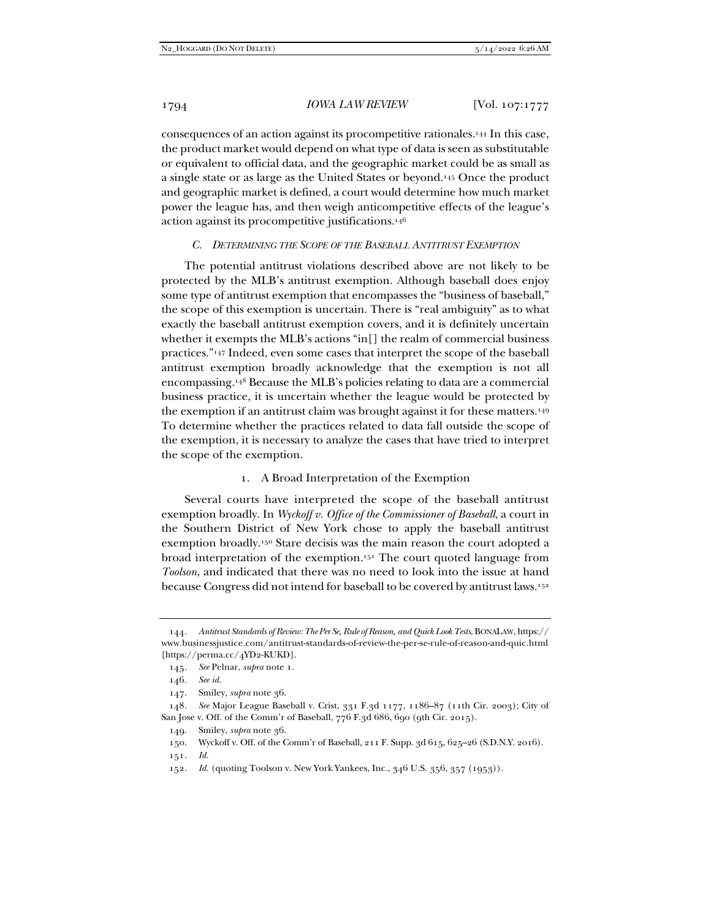consequences of an action against its procompetitive rationales.[144] In this case, the product market would depend on what type of data is seen as substitutable or equivalent to official data, and the geographic market could be as small as a single state or as large as the United States or beyond.[145] Once the product and geographic market is defined, a court would determine how much market power the league has, and then weigh anticompetitive effects of the league's action against its procompetitive justifications.[146]

### *C. Determining the Scope of the Baseball Antitrust Exemption*

The potential antitrust violations described above are not likely to be protected by the MLB's antitrust exemption. Although baseball does enjoy some type of antitrust exemption that encompasses the "business of baseball," the scope of this exemption is uncertain. There is "real ambiguity" as to what exactly the baseball antitrust exemption covers, and it is definitely uncertain whether it exempts the MLB's actions "in[] the realm of commercial business practices."[147] Indeed, even some cases that interpret the scope of the baseball antitrust exemption broadly acknowledge that the exemption is not all encompassing.[148] Because the MLB's policies relating to data are a commercial business practice, it is uncertain whether the league would be protected by the exemption if an antitrust claim was brought against it for these matters.[149] To determine whether the practices related to data fall outside the scope of the exemption, it is necessary to analyze the cases that have tried to interpret the scope of the exemption.

#### 1. A Broad Interpretation of the Exemption

Several courts have interpreted the scope of the baseball antitrust exemption broadly. In *Wyckoff v. Office of the Commissioner of Baseball*, a court in the Southern District of New York chose to apply the baseball antitrust exemption broadly.[150] Stare decisis was the main reason the court adopted a broad interpretation of the exemption.[151] The court quoted language from *Toolson*, and indicated that there was no need to look into the issue at hand because Congress did not intend for baseball to be covered by antitrust laws.[152]

---

144. *Antitrust Standards of Review: The Per Se, Rule of Reason, and Quick Look Tests*, BONALAW, https://www.businessjustice.com/antitrust-standards-of-review-the-per-se-rule-of-reason-and-quic.html [https://perma.cc/4YD2-KUKD].

145. *See* Pelnar, *supra* note 1.

146. *See id.*

147. Smiley, *supra* note 36.

148. *See* Major League Baseball v. Crist, 331 F.3d 1177, 1186–87 (11th Cir. 2003); City of San Jose v. Off. of the Comm'r of Baseball, 776 F.3d 686, 690 (9th Cir. 2015).

149. Smiley, *supra* note 36.

150. Wyckoff v. Off. of the Comm'r of Baseball, 211 F. Supp. 3d 615, 625–26 (S.D.N.Y. 2016).

151. *Id.*

152. *Id.* (quoting Toolson v. New York Yankees, Inc., 346 U.S. 356, 357 (1953)).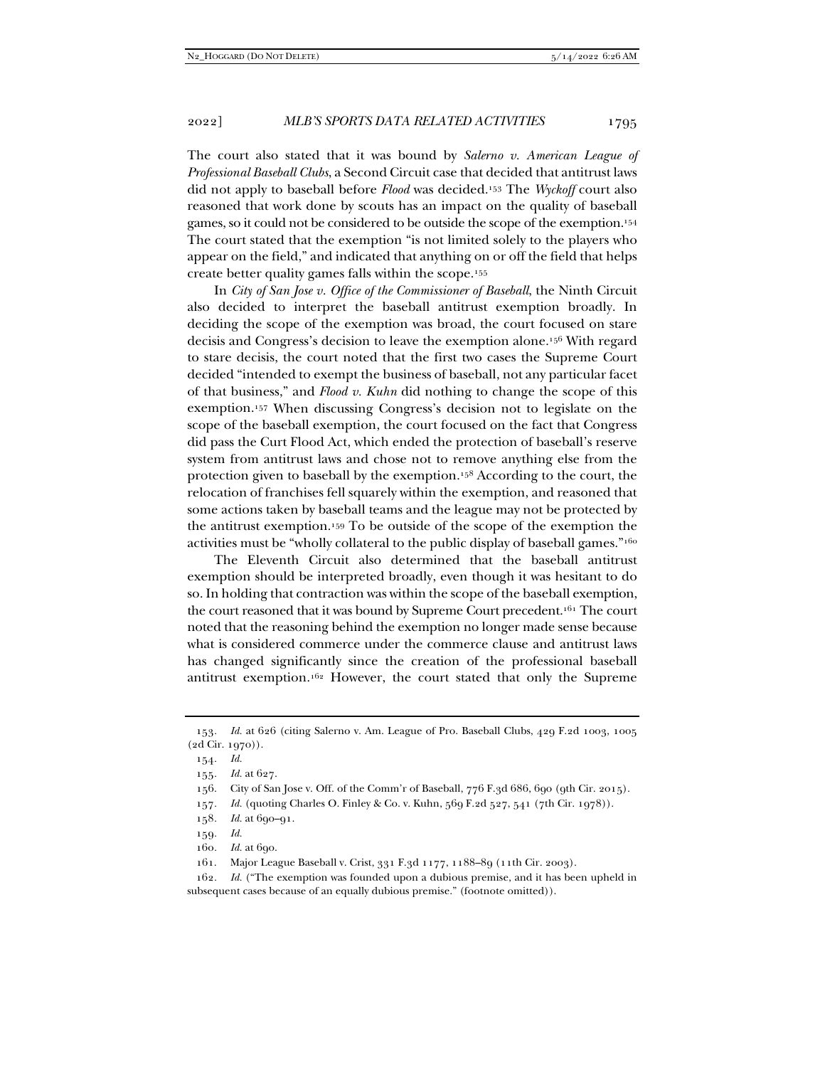The court also stated that it was bound by *Salerno v. American League of Professional Baseball Clubs*, a Second Circuit case that decided that antitrust laws did not apply to baseball before *Flood* was decided.[153] The *Wyckoff* court also reasoned that work done by scouts has an impact on the quality of baseball games, so it could not be considered to be outside the scope of the exemption.[154] The court stated that the exemption "is not limited solely to the players who appear on the field," and indicated that anything on or off the field that helps create better quality games falls within the scope.[155]

In *City of San Jose v. Office of the Commissioner of Baseball*, the Ninth Circuit also decided to interpret the baseball antitrust exemption broadly. In deciding the scope of the exemption was broad, the court focused on stare decisis and Congress's decision to leave the exemption alone.[156] With regard to stare decisis, the court noted that the first two cases the Supreme Court decided "intended to exempt the business of baseball, not any particular facet of that business," and *Flood v. Kuhn* did nothing to change the scope of this exemption.[157] When discussing Congress's decision not to legislate on the scope of the baseball exemption, the court focused on the fact that Congress did pass the Curt Flood Act, which ended the protection of baseball's reserve system from antitrust laws and chose not to remove anything else from the protection given to baseball by the exemption.[158] According to the court, the relocation of franchises fell squarely within the exemption, and reasoned that some actions taken by baseball teams and the league may not be protected by the antitrust exemption.[159] To be outside of the scope of the exemption the activities must be "wholly collateral to the public display of baseball games."[160]

The Eleventh Circuit also determined that the baseball antitrust exemption should be interpreted broadly, even though it was hesitant to do so. In holding that contraction was within the scope of the baseball exemption, the court reasoned that it was bound by Supreme Court precedent.[161] The court noted that the reasoning behind the exemption no longer made sense because what is considered commerce under the commerce clause and antitrust laws has changed significantly since the creation of the professional baseball antitrust exemption.[162] However, the court stated that only the Supreme

---

153. *Id.* at 626 (citing Salerno v. Am. League of Pro. Baseball Clubs, 429 F.2d 1003, 1005 (2d Cir. 1970)).

154. *Id.*

155. *Id.* at 627.

156. City of San Jose v. Off. of the Comm'r of Baseball, 776 F.3d 686, 690 (9th Cir. 2015).

157. *Id.* (quoting Charles O. Finley & Co. v. Kuhn, 569 F.2d 527, 541 (7th Cir. 1978)).

158. *Id.* at 690–91.

159. *Id.*

160. *Id.* at 690.

161. Major League Baseball v. Crist, 331 F.3d 1177, 1188–89 (11th Cir. 2003).

162. *Id.* ("The exemption was founded upon a dubious premise, and it has been upheld in subsequent cases because of an equally dubious premise." (footnote omitted)).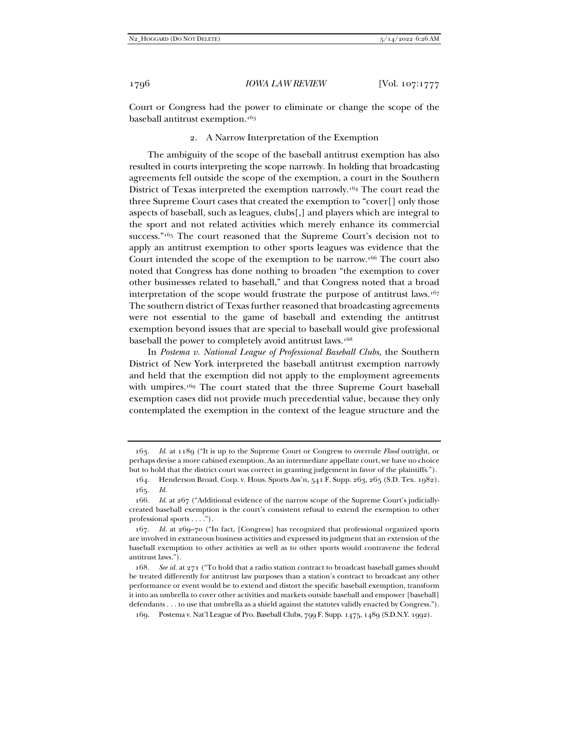Court or Congress had the power to eliminate or change the scope of the baseball antitrust exemption.[163]

### 2. A Narrow Interpretation of the Exemption

The ambiguity of the scope of the baseball antitrust exemption has also resulted in courts interpreting the scope narrowly. In holding that broadcasting agreements fell outside the scope of the exemption, a court in the Southern District of Texas interpreted the exemption narrowly.[164] The court read the three Supreme Court cases that created the exemption to "cover[] only those aspects of baseball, such as leagues, clubs[,] and players which are integral to the sport and not related activities which merely enhance its commercial success."[165] The court reasoned that the Supreme Court's decision not to apply an antitrust exemption to other sports leagues was evidence that the Court intended the scope of the exemption to be narrow.[166] The court also noted that Congress has done nothing to broaden "the exemption to cover other businesses related to baseball," and that Congress noted that a broad interpretation of the scope would frustrate the purpose of antitrust laws.[167] The southern district of Texas further reasoned that broadcasting agreements were not essential to the game of baseball and extending the antitrust exemption beyond issues that are special to baseball would give professional baseball the power to completely avoid antitrust laws.[168]

In *Postema v. National League of Professional Baseball Clubs*, the Southern District of New York interpreted the baseball antitrust exemption narrowly and held that the exemption did not apply to the employment agreements with umpires.[169] The court stated that the three Supreme Court baseball exemption cases did not provide much precedential value, because they only contemplated the exemption in the context of the league structure and the

---

163. *Id.* at 1189 ("It is up to the Supreme Court or Congress to overrule *Flood* outright, or perhaps devise a more cabined exemption. As an intermediate appellate court, we have no choice but to hold that the district court was correct in granting judgement in favor of the plaintiffs.").

164. Henderson Broad. Corp. v. Hous. Sports Ass'n, 541 F. Supp. 263, 265 (S.D. Tex. 1982).

165. *Id.*

166. *Id.* at 267 ("Additional evidence of the narrow scope of the Supreme Court's judicially-created baseball exemption is the court's consistent refusal to extend the exemption to other professional sports . . . .").

167. *Id.* at 269–70 ("In fact, [Congress] has recognized that professional organized sports are involved in extraneous business activities and expressed its judgment that an extension of the baseball exemption to other activities as well as to other sports would contravene the federal antitrust laws.").

168. *See id.* at 271 ("To hold that a radio station contract to broadcast baseball games should be treated differently for antitrust law purposes than a station's contract to broadcast any other performance or event would be to extend and distort the specific baseball exemption, transform it into an umbrella to cover other activities and markets outside baseball and empower [baseball] defendants . . . to use that umbrella as a shield against the statutes validly enacted by Congress.").

169. Postema v. Nat'l League of Pro. Baseball Clubs, 799 F. Supp. 1475, 1489 (S.D.N.Y. 1992).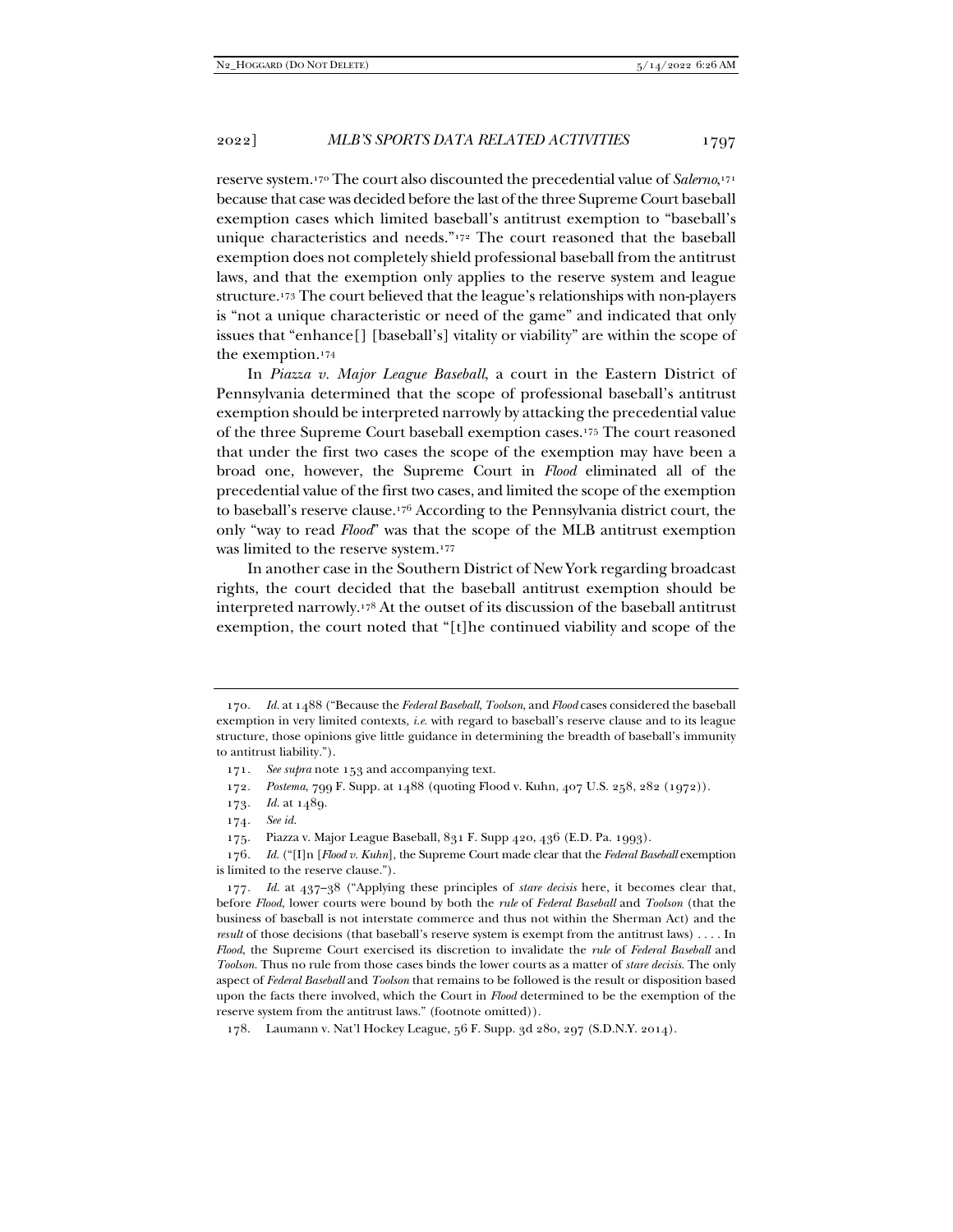reserve system.[170] The court also discounted the precedential value of *Salerno*,[171] because that case was decided before the last of the three Supreme Court baseball exemption cases which limited baseball's antitrust exemption to "baseball's unique characteristics and needs."[172] The court reasoned that the baseball exemption does not completely shield professional baseball from the antitrust laws, and that the exemption only applies to the reserve system and league structure.[173] The court believed that the league's relationships with non-players is "not a unique characteristic or need of the game" and indicated that only issues that "enhance[] [baseball's] vitality or viability" are within the scope of the exemption.[174]

In *Piazza v. Major League Baseball*, a court in the Eastern District of Pennsylvania determined that the scope of professional baseball's antitrust exemption should be interpreted narrowly by attacking the precedential value of the three Supreme Court baseball exemption cases.[175] The court reasoned that under the first two cases the scope of the exemption may have been a broad one, however, the Supreme Court in *Flood* eliminated all of the precedential value of the first two cases, and limited the scope of the exemption to baseball's reserve clause.[176] According to the Pennsylvania district court, the only "way to read *Flood*" was that the scope of the MLB antitrust exemption was limited to the reserve system.[177]

In another case in the Southern District of New York regarding broadcast rights, the court decided that the baseball antitrust exemption should be interpreted narrowly.[178] At the outset of its discussion of the baseball antitrust exemption, the court noted that "[t]he continued viability and scope of the

---

170. *Id.* at 1488 ("Because the *Federal Baseball*, *Toolson*, and *Flood* cases considered the baseball exemption in very limited contexts, *i.e.* with regard to baseball's reserve clause and to its league structure, those opinions give little guidance in determining the breadth of baseball's immunity to antitrust liability.").

171. *See supra* note 153 and accompanying text.

172. *Postema*, 799 F. Supp. at 1488 (quoting Flood v. Kuhn, 407 U.S. 258, 282 (1972)).

173. *Id.* at 1489.

174. *See id.*

175. Piazza v. Major League Baseball, 831 F. Supp 420, 436 (E.D. Pa. 1993).

176. *Id.* ("[I]n [*Flood v. Kuhn*], the Supreme Court made clear that the *Federal Baseball* exemption is limited to the reserve clause.").

177. *Id.* at 437–38 ("Applying these principles of *stare decisis* here, it becomes clear that, before *Flood*, lower courts were bound by both the *rule* of *Federal Baseball* and *Toolson* (that the business of baseball is not interstate commerce and thus not within the Sherman Act) and the *result* of those decisions (that baseball's reserve system is exempt from the antitrust laws) . . . . In *Flood*, the Supreme Court exercised its discretion to invalidate the *rule* of *Federal Baseball* and *Toolson*. Thus no rule from those cases binds the lower courts as a matter of *stare decisis*. The only aspect of *Federal Baseball* and *Toolson* that remains to be followed is the result or disposition based upon the facts there involved, which the Court in *Flood* determined to be the exemption of the reserve system from the antitrust laws." (footnote omitted)).

178. Laumann v. Nat'l Hockey League, 56 F. Supp. 3d 280, 297 (S.D.N.Y. 2014).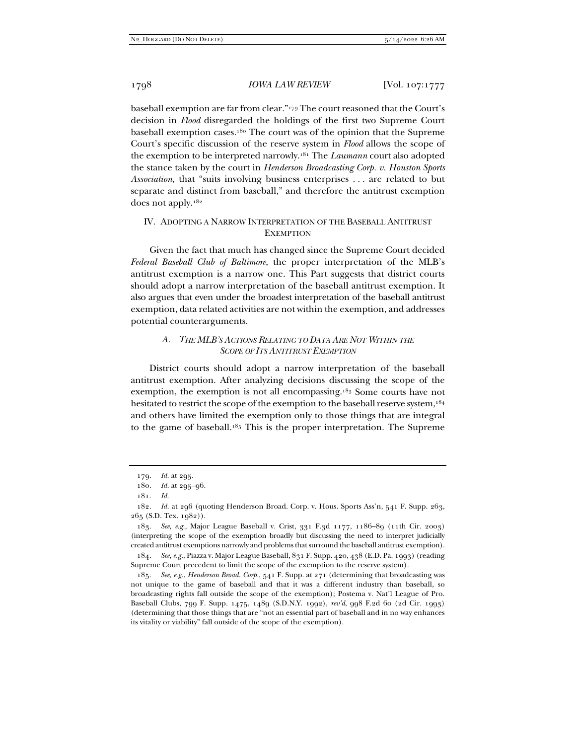baseball exemption are far from clear."[179] The court reasoned that the Court's decision in *Flood* disregarded the holdings of the first two Supreme Court baseball exemption cases.[180] The court was of the opinion that the Supreme Court's specific discussion of the reserve system in *Flood* allows the scope of the exemption to be interpreted narrowly.[181] The *Laumann* court also adopted the stance taken by the court in *Henderson Broadcasting Corp. v. Houston Sports Association*, that "suits involving business enterprises . . . are related to but separate and distinct from baseball," and therefore the antitrust exemption does not apply.[182]

## IV. Adopting a Narrow Interpretation of the Baseball Antitrust Exemption

Given the fact that much has changed since the Supreme Court decided *Federal Baseball Club of Baltimore*, the proper interpretation of the MLB's antitrust exemption is a narrow one. This Part suggests that district courts should adopt a narrow interpretation of the baseball antitrust exemption. It also argues that even under the broadest interpretation of the baseball antitrust exemption, data related activities are not within the exemption, and addresses potential counterarguments.

### *A. The MLB's Actions Relating to Data Are Not Within the Scope of Its Antitrust Exemption*

District courts should adopt a narrow interpretation of the baseball antitrust exemption. After analyzing decisions discussing the scope of the exemption, the exemption is not all encompassing.[183] Some courts have not hesitated to restrict the scope of the exemption to the baseball reserve system,[184] and others have limited the exemption only to those things that are integral to the game of baseball.[185] This is the proper interpretation. The Supreme

---

179. *Id.* at 295.

180. *Id.* at 295–96.

181. *Id.*

182. *Id.* at 296 (quoting Henderson Broad. Corp. v. Hous. Sports Ass'n, 541 F. Supp. 263, 265 (S.D. Tex. 1982)).

183. *See, e.g.*, Major League Baseball v. Crist, 331 F.3d 1177, 1186–89 (11th Cir. 2003) (interpreting the scope of the exemption broadly but discussing the need to interpret judicially created antitrust exemptions narrowly and problems that surround the baseball antitrust exemption).

184. *See, e.g.*, Piazza v. Major League Baseball, 831 F. Supp. 420, 438 (E.D. Pa. 1993) (reading Supreme Court precedent to limit the scope of the exemption to the reserve system).

185. *See, e.g.*, *Henderson Broad. Corp.*, 541 F. Supp. at 271 (determining that broadcasting was not unique to the game of baseball and that it was a different industry than baseball, so broadcasting rights fall outside the scope of the exemption); Postema v. Nat'l League of Pro. Baseball Clubs, 799 F. Supp. 1475, 1489 (S.D.N.Y. 1992), *rev'd*, 998 F.2d 60 (2d Cir. 1993) (determining that those things that are "not an essential part of baseball and in no way enhances its vitality or viability" fall outside of the scope of the exemption).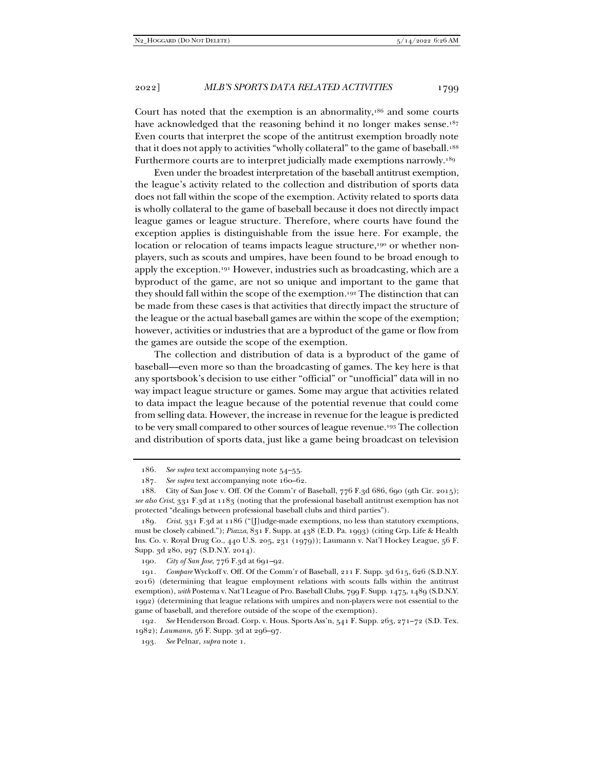Court has noted that the exemption is an abnormality,[186] and some courts have acknowledged that the reasoning behind it no longer makes sense.[187] Even courts that interpret the scope of the antitrust exemption broadly note that it does not apply to activities "wholly collateral" to the game of baseball.[188] Furthermore courts are to interpret judicially made exemptions narrowly.[189]

Even under the broadest interpretation of the baseball antitrust exemption, the league's activity related to the collection and distribution of sports data does not fall within the scope of the exemption. Activity related to sports data is wholly collateral to the game of baseball because it does not directly impact league games or league structure. Therefore, where courts have found the exception applies is distinguishable from the issue here. For example, the location or relocation of teams impacts league structure,[190] or whether non-players, such as scouts and umpires, have been found to be broad enough to apply the exception.[191] However, industries such as broadcasting, which are a byproduct of the game, are not so unique and important to the game that they should fall within the scope of the exemption.[192] The distinction that can be made from these cases is that activities that directly impact the structure of the league or the actual baseball games are within the scope of the exemption; however, activities or industries that are a byproduct of the game or flow from the games are outside the scope of the exemption.

The collection and distribution of data is a byproduct of the game of baseball—even more so than the broadcasting of games. The key here is that any sportsbook's decision to use either "official" or "unofficial" data will in no way impact league structure or games. Some may argue that activities related to data impact the league because of the potential revenue that could come from selling data. However, the increase in revenue for the league is predicted to be very small compared to other sources of league revenue.[193] The collection and distribution of sports data, just like a game being broadcast on television

---

186. *See supra* text accompanying note 54–55.

187. *See supra* text accompanying note 160–62.

188. City of San Jose v. Off. Of the Comm'r of Baseball, 776 F.3d 686, 690 (9th Cir. 2015); *see also Crist*, 331 F.3d at 1183 (noting that the professional baseball antitrust exemption has not protected "dealings between professional baseball clubs and third parties").

189. *Crist*, 331 F.3d at 1186 ("[J]udge-made exemptions, no less than statutory exemptions, must be closely cabined."); *Piazza*, 831 F. Supp. at 438 (E.D. Pa. 1993) (citing Grp. Life & Health Ins. Co. v. Royal Drug Co., 440 U.S. 205, 231 (1979)); Laumann v. Nat'l Hockey League, 56 F. Supp. 3d 280, 297 (S.D.N.Y. 2014).

190. *City of San Jose*, 776 F.3d at 691–92.

191. *Compare* Wyckoff v. Off. Of the Comm'r of Baseball, 211 F. Supp. 3d 615, 626 (S.D.N.Y. 2016) (determining that league employment relations with scouts falls within the antitrust exemption), *with* Postema v. Nat'l League of Pro. Baseball Clubs, 799 F. Supp. 1475, 1489 (S.D.N.Y. 1992) (determining that league relations with umpires and non-players were not essential to the game of baseball, and therefore outside of the scope of the exemption).

192. *See* Henderson Broad. Corp. v. Hous. Sports Ass'n, 541 F. Supp. 263, 271–72 (S.D. Tex. 1982); *Laumann*, 56 F. Supp. 3d at 296–97.

193. *See* Pelnar, *supra* note 1.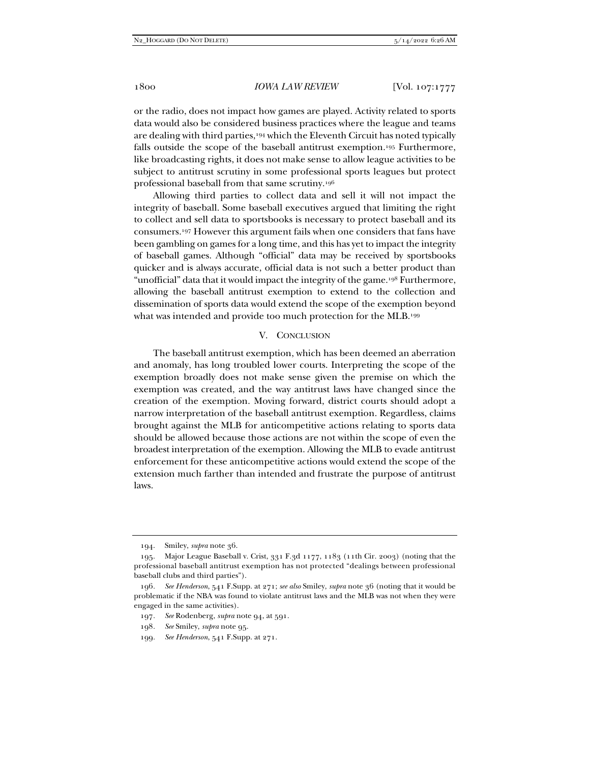or the radio, does not impact how games are played. Activity related to sports data would also be considered business practices where the league and teams are dealing with third parties,[194] which the Eleventh Circuit has noted typically falls outside the scope of the baseball antitrust exemption.[195] Furthermore, like broadcasting rights, it does not make sense to allow league activities to be subject to antitrust scrutiny in some professional sports leagues but protect professional baseball from that same scrutiny.[196]

Allowing third parties to collect data and sell it will not impact the integrity of baseball. Some baseball executives argued that limiting the right to collect and sell data to sportsbooks is necessary to protect baseball and its consumers.[197] However this argument fails when one considers that fans have been gambling on games for a long time, and this has yet to impact the integrity of baseball games. Although "official" data may be received by sportsbooks quicker and is always accurate, official data is not such a better product than "unofficial" data that it would impact the integrity of the game.[198] Furthermore, allowing the baseball antitrust exemption to extend to the collection and dissemination of sports data would extend the scope of the exemption beyond what was intended and provide too much protection for the MLB.[199]

## V. CONCLUSION

The baseball antitrust exemption, which has been deemed an aberration and anomaly, has long troubled lower courts. Interpreting the scope of the exemption broadly does not make sense given the premise on which the exemption was created, and the way antitrust laws have changed since the creation of the exemption. Moving forward, district courts should adopt a narrow interpretation of the baseball antitrust exemption. Regardless, claims brought against the MLB for anticompetitive actions relating to sports data should be allowed because those actions are not within the scope of even the broadest interpretation of the exemption. Allowing the MLB to evade antitrust enforcement for these anticompetitive actions would extend the scope of the extension much farther than intended and frustrate the purpose of antitrust laws.

---

194. Smiley, *supra* note 36.

195. Major League Baseball v. Crist, 331 F.3d 1177, 1183 (11th Cir. 2003) (noting that the professional baseball antitrust exemption has not protected "dealings between professional baseball clubs and third parties").

196. *See Henderson*, 541 F.Supp. at 271; *see also* Smiley, *supra* note 36 (noting that it would be problematic if the NBA was found to violate antitrust laws and the MLB was not when they were engaged in the same activities).

197. *See* Rodenberg, *supra* note 94, at 591.

198. *See* Smiley, *supra* note 95.

199. *See Henderson*, 541 F.Supp. at 271.